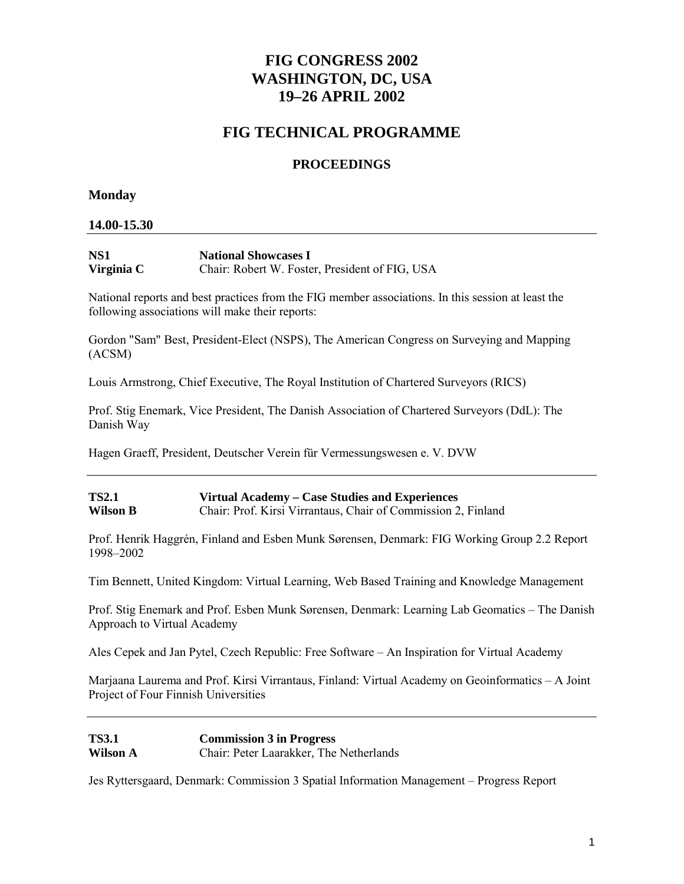# FIG CONGRESS 2002
# WASHINGTON, DC, USA
# 19–26 APRIL 2002

## FIG TECHNICAL PROGRAMME

### PROCEEDINGS

**Monday**

**14.00-15.30**

---

**NS1** **National Showcases I**
**Virginia C** Chair: Robert W. Foster, President of FIG, USA

National reports and best practices from the FIG member associations. In this session at least the following associations will make their reports:

Gordon "Sam" Best, President-Elect (NSPS), The American Congress on Surveying and Mapping (ACSM)

Louis Armstrong, Chief Executive, The Royal Institution of Chartered Surveyors (RICS)

Prof. Stig Enemark, Vice President, The Danish Association of Chartered Surveyors (DdL): The Danish Way

Hagen Graeff, President, Deutscher Verein für Vermessungswesen e. V. DVW

---

**TS2.1** **Virtual Academy – Case Studies and Experiences**
**Wilson B** Chair: Prof. Kirsi Virrantaus, Chair of Commission 2, Finland

Prof. Henrik Haggrén, Finland and Esben Munk Sørensen, Denmark: FIG Working Group 2.2 Report 1998–2002

Tim Bennett, United Kingdom: Virtual Learning, Web Based Training and Knowledge Management

Prof. Stig Enemark and Prof. Esben Munk Sørensen, Denmark: Learning Lab Geomatics – The Danish Approach to Virtual Academy

Ales Cepek and Jan Pytel, Czech Republic: Free Software – An Inspiration for Virtual Academy

Marjaana Laurema and Prof. Kirsi Virrantaus, Finland: Virtual Academy on Geoinformatics – A Joint Project of Four Finnish Universities

---

**TS3.1** **Commission 3 in Progress**
**Wilson A** Chair: Peter Laarakker, The Netherlands

Jes Ryttersgaard, Denmark: Commission 3 Spatial Information Management – Progress Report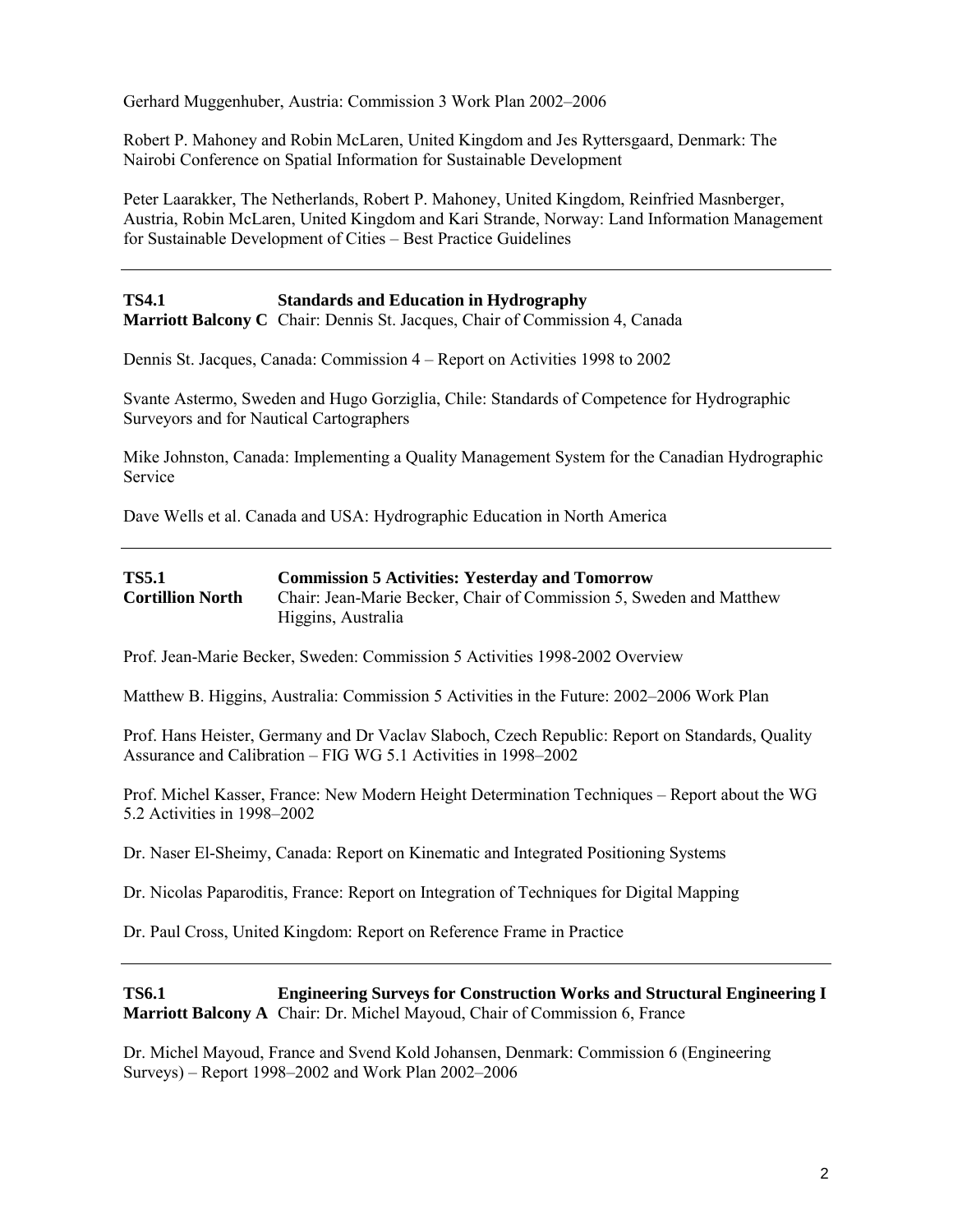Gerhard Muggenhuber, Austria: Commission 3 Work Plan 2002–2006

Robert P. Mahoney and Robin McLaren, United Kingdom and Jes Ryttersgaard, Denmark: The Nairobi Conference on Spatial Information for Sustainable Development

Peter Laarakker, The Netherlands, Robert P. Mahoney, United Kingdom, Reinfried Masnberger, Austria, Robin McLaren, United Kingdom and Kari Strande, Norway: Land Information Management for Sustainable Development of Cities – Best Practice Guidelines

---

**TS4.1** **Standards and Education in Hydrography**
**Marriott Balcony C** Chair: Dennis St. Jacques, Chair of Commission 4, Canada

Dennis St. Jacques, Canada: Commission 4 – Report on Activities 1998 to 2002

Svante Astermo, Sweden and Hugo Gorziglia, Chile: Standards of Competence for Hydrographic Surveyors and for Nautical Cartographers

Mike Johnston, Canada: Implementing a Quality Management System for the Canadian Hydrographic Service

Dave Wells et al. Canada and USA: Hydrographic Education in North America

---

**TS5.1** **Commission 5 Activities: Yesterday and Tomorrow**
**Cortillion North** Chair: Jean-Marie Becker, Chair of Commission 5, Sweden and Matthew Higgins, Australia

Prof. Jean-Marie Becker, Sweden: Commission 5 Activities 1998-2002 Overview

Matthew B. Higgins, Australia: Commission 5 Activities in the Future: 2002–2006 Work Plan

Prof. Hans Heister, Germany and Dr Vaclav Slaboch, Czech Republic: Report on Standards, Quality Assurance and Calibration – FIG WG 5.1 Activities in 1998–2002

Prof. Michel Kasser, France: New Modern Height Determination Techniques – Report about the WG 5.2 Activities in 1998–2002

Dr. Naser El-Sheimy, Canada: Report on Kinematic and Integrated Positioning Systems

Dr. Nicolas Paparoditis, France: Report on Integration of Techniques for Digital Mapping

Dr. Paul Cross, United Kingdom: Report on Reference Frame in Practice

---

**TS6.1** **Engineering Surveys for Construction Works and Structural Engineering I**
**Marriott Balcony A** Chair: Dr. Michel Mayoud, Chair of Commission 6, France

Dr. Michel Mayoud, France and Svend Kold Johansen, Denmark: Commission 6 (Engineering Surveys) – Report 1998–2002 and Work Plan 2002–2006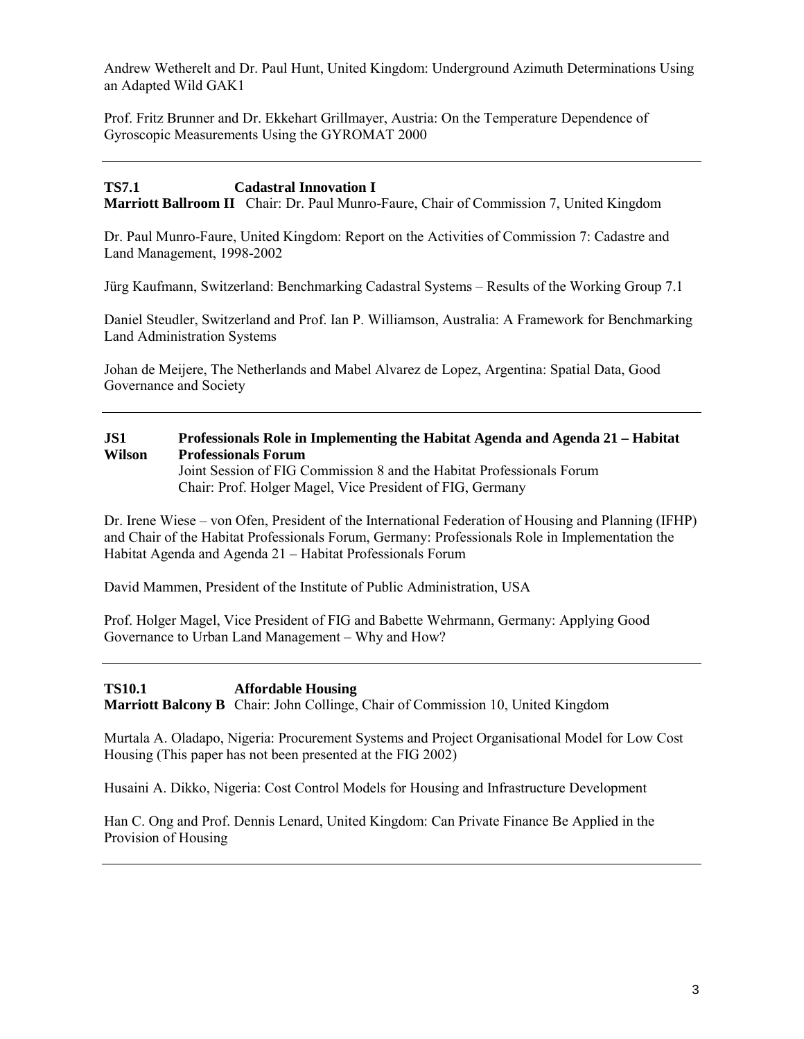Andrew Wetherelt and Dr. Paul Hunt, United Kingdom: Underground Azimuth Determinations Using an Adapted Wild GAK1

Prof. Fritz Brunner and Dr. Ekkehart Grillmayer, Austria: On the Temperature Dependence of Gyroscopic Measurements Using the GYROMAT 2000

---

**TS7.1 Cadastral Innovation I**
**Marriott Ballroom II** Chair: Dr. Paul Munro-Faure, Chair of Commission 7, United Kingdom

Dr. Paul Munro-Faure, United Kingdom: Report on the Activities of Commission 7: Cadastre and Land Management, 1998-2002

Jürg Kaufmann, Switzerland: Benchmarking Cadastral Systems – Results of the Working Group 7.1

Daniel Steudler, Switzerland and Prof. Ian P. Williamson, Australia: A Framework for Benchmarking Land Administration Systems

Johan de Meijere, The Netherlands and Mabel Alvarez de Lopez, Argentina: Spatial Data, Good Governance and Society

---

**JS1 Professionals Role in Implementing the Habitat Agenda and Agenda 21 – Habitat**
**Wilson Professionals Forum**
Joint Session of FIG Commission 8 and the Habitat Professionals Forum
Chair: Prof. Holger Magel, Vice President of FIG, Germany

Dr. Irene Wiese – von Ofen, President of the International Federation of Housing and Planning (IFHP) and Chair of the Habitat Professionals Forum, Germany: Professionals Role in Implementation the Habitat Agenda and Agenda 21 – Habitat Professionals Forum

David Mammen, President of the Institute of Public Administration, USA

Prof. Holger Magel, Vice President of FIG and Babette Wehrmann, Germany: Applying Good Governance to Urban Land Management – Why and How?

---

**TS10.1 Affordable Housing**
**Marriott Balcony B** Chair: John Collinge, Chair of Commission 10, United Kingdom

Murtala A. Oladapo, Nigeria: Procurement Systems and Project Organisational Model for Low Cost Housing (This paper has not been presented at the FIG 2002)

Husaini A. Dikko, Nigeria: Cost Control Models for Housing and Infrastructure Development

Han C. Ong and Prof. Dennis Lenard, United Kingdom: Can Private Finance Be Applied in the Provision of Housing

---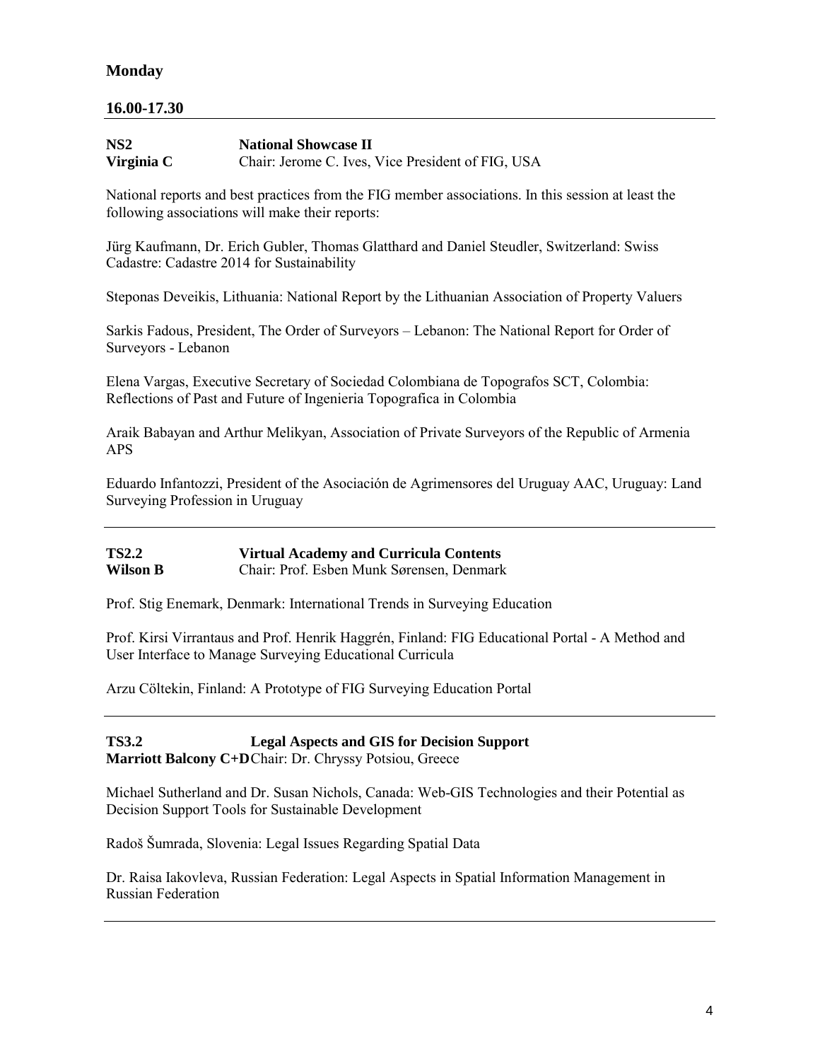## Monday

### 16.00-17.30

**NS2** **National Showcase II**
**Virginia C** Chair: Jerome C. Ives, Vice President of FIG, USA

National reports and best practices from the FIG member associations. In this session at least the following associations will make their reports:

Jürg Kaufmann, Dr. Erich Gubler, Thomas Glatthard and Daniel Steudler, Switzerland: Swiss Cadastre: Cadastre 2014 for Sustainability

Steponas Deveikis, Lithuania: National Report by the Lithuanian Association of Property Valuers

Sarkis Fadous, President, The Order of Surveyors – Lebanon: The National Report for Order of Surveyors - Lebanon

Elena Vargas, Executive Secretary of Sociedad Colombiana de Topografos SCT, Colombia: Reflections of Past and Future of Ingenieria Topografica in Colombia

Araik Babayan and Arthur Melikyan, Association of Private Surveyors of the Republic of Armenia APS

Eduardo Infantozzi, President of the Asociación de Agrimensores del Uruguay AAC, Uruguay: Land Surveying Profession in Uruguay

---

**TS2.2** **Virtual Academy and Curricula Contents**
**Wilson B** Chair: Prof. Esben Munk Sørensen, Denmark

Prof. Stig Enemark, Denmark: International Trends in Surveying Education

Prof. Kirsi Virrantaus and Prof. Henrik Haggrén, Finland: FIG Educational Portal - A Method and User Interface to Manage Surveying Educational Curricula

Arzu Cöltekin, Finland: A Prototype of FIG Surveying Education Portal

---

**TS3.2** **Legal Aspects and GIS for Decision Support**
**Marriott Balcony C+D** Chair: Dr. Chryssy Potsiou, Greece

Michael Sutherland and Dr. Susan Nichols, Canada: Web-GIS Technologies and their Potential as Decision Support Tools for Sustainable Development

Radoš Šumrada, Slovenia: Legal Issues Regarding Spatial Data

Dr. Raisa Iakovleva, Russian Federation: Legal Aspects in Spatial Information Management in Russian Federation

---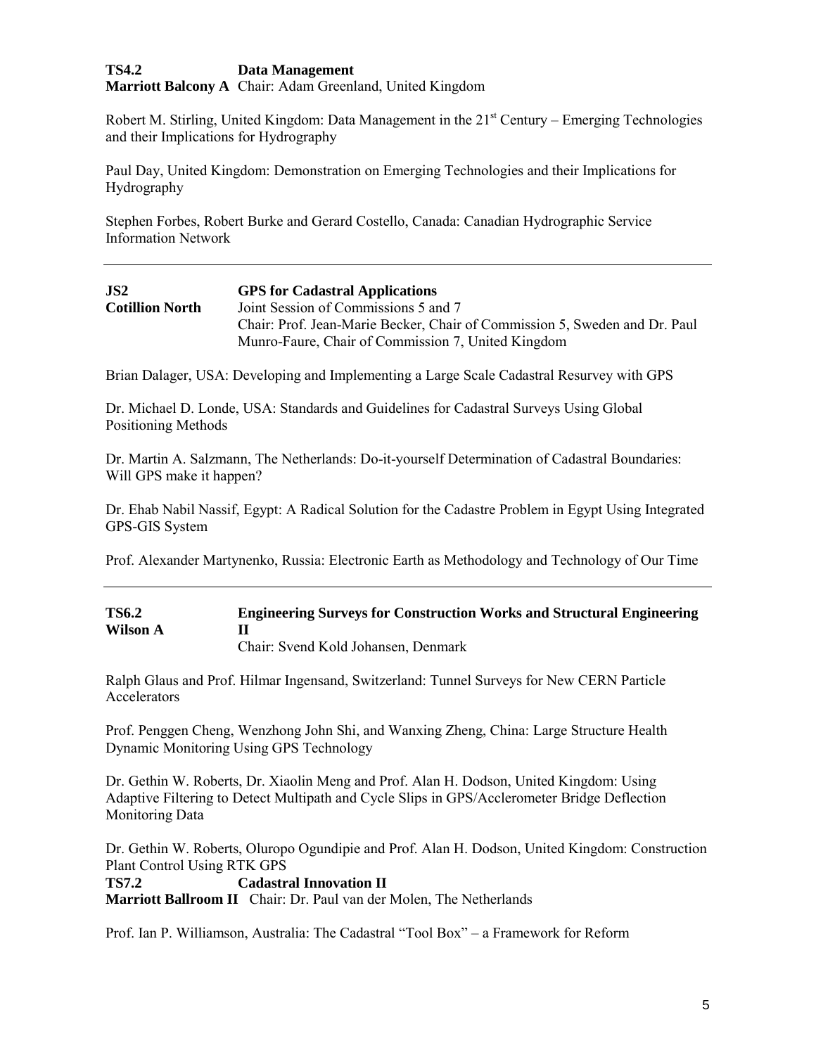**TS4.2** **Data Management**
**Marriott Balcony A** Chair: Adam Greenland, United Kingdom

Robert M. Stirling, United Kingdom: Data Management in the 21st Century – Emerging Technologies and their Implications for Hydrography

Paul Day, United Kingdom: Demonstration on Emerging Technologies and their Implications for Hydrography

Stephen Forbes, Robert Burke and Gerard Costello, Canada: Canadian Hydrographic Service Information Network

---

**JS2** **GPS for Cadastral Applications**
**Cotillion North** Joint Session of Commissions 5 and 7
Chair: Prof. Jean-Marie Becker, Chair of Commission 5, Sweden and Dr. Paul Munro-Faure, Chair of Commission 7, United Kingdom

Brian Dalager, USA: Developing and Implementing a Large Scale Cadastral Resurvey with GPS

Dr. Michael D. Londe, USA: Standards and Guidelines for Cadastral Surveys Using Global Positioning Methods

Dr. Martin A. Salzmann, The Netherlands: Do-it-yourself Determination of Cadastral Boundaries: Will GPS make it happen?

Dr. Ehab Nabil Nassif, Egypt: A Radical Solution for the Cadastre Problem in Egypt Using Integrated GPS-GIS System

Prof. Alexander Martynenko, Russia: Electronic Earth as Methodology and Technology of Our Time

---

**TS6.2** **Engineering Surveys for Construction Works and Structural Engineering II**
**Wilson A** Chair: Svend Kold Johansen, Denmark

Ralph Glaus and Prof. Hilmar Ingensand, Switzerland: Tunnel Surveys for New CERN Particle Accelerators

Prof. Penggen Cheng, Wenzhong John Shi, and Wanxing Zheng, China: Large Structure Health Dynamic Monitoring Using GPS Technology

Dr. Gethin W. Roberts, Dr. Xiaolin Meng and Prof. Alan H. Dodson, United Kingdom: Using Adaptive Filtering to Detect Multipath and Cycle Slips in GPS/Acclerometer Bridge Deflection Monitoring Data

Dr. Gethin W. Roberts, Oluropo Ogundipie and Prof. Alan H. Dodson, United Kingdom: Construction Plant Control Using RTK GPS

**TS7.2** **Cadastral Innovation II**
**Marriott Ballroom II** Chair: Dr. Paul van der Molen, The Netherlands

Prof. Ian P. Williamson, Australia: The Cadastral "Tool Box" – a Framework for Reform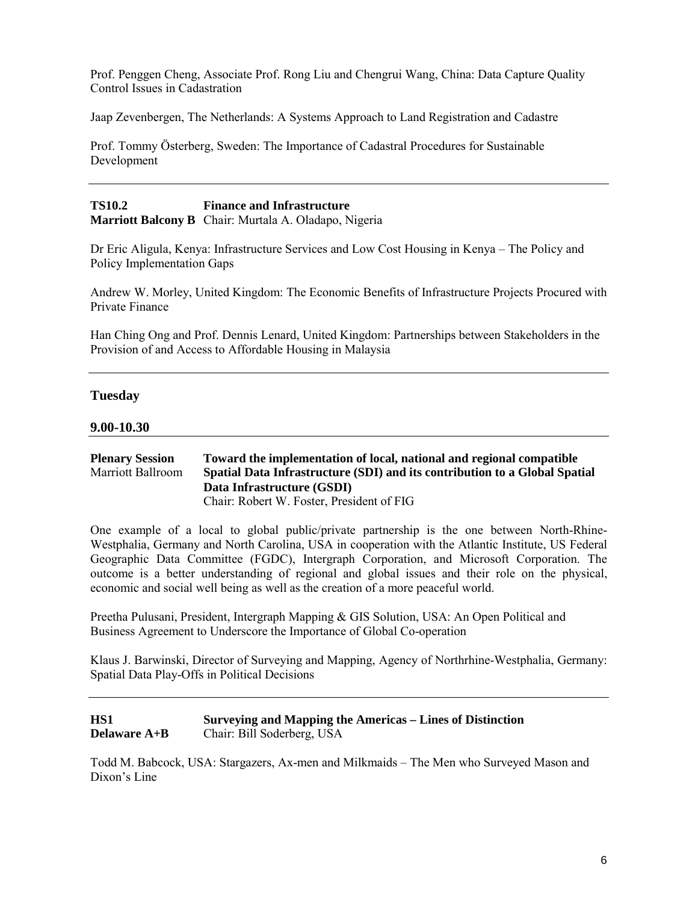Prof. Penggen Cheng, Associate Prof. Rong Liu and Chengrui Wang, China: Data Capture Quality Control Issues in Cadastration

Jaap Zevenbergen, The Netherlands: A Systems Approach to Land Registration and Cadastre

Prof. Tommy Österberg, Sweden: The Importance of Cadastral Procedures for Sustainable Development

---

**TS10.2** **Finance and Infrastructure**
**Marriott Balcony B** Chair: Murtala A. Oladapo, Nigeria

Dr Eric Aligula, Kenya: Infrastructure Services and Low Cost Housing in Kenya – The Policy and Policy Implementation Gaps

Andrew W. Morley, United Kingdom: The Economic Benefits of Infrastructure Projects Procured with Private Finance

Han Ching Ong and Prof. Dennis Lenard, United Kingdom: Partnerships between Stakeholders in the Provision of and Access to Affordable Housing in Malaysia

---

## Tuesday

### 9.00-10.30

---

**Plenary Session** **Toward the implementation of local, national and regional compatible**
Marriott Ballroom **Spatial Data Infrastructure (SDI) and its contribution to a Global Spatial Data Infrastructure (GSDI)**
Chair: Robert W. Foster, President of FIG

One example of a local to global public/private partnership is the one between North-Rhine-Westphalia, Germany and North Carolina, USA in cooperation with the Atlantic Institute, US Federal Geographic Data Committee (FGDC), Intergraph Corporation, and Microsoft Corporation. The outcome is a better understanding of regional and global issues and their role on the physical, economic and social well being as well as the creation of a more peaceful world.

Preetha Pulusani, President, Intergraph Mapping & GIS Solution, USA: An Open Political and Business Agreement to Underscore the Importance of Global Co-operation

Klaus J. Barwinski, Director of Surveying and Mapping, Agency of Northrhine-Westphalia, Germany: Spatial Data Play-Offs in Political Decisions

---

**HS1** **Surveying and Mapping the Americas – Lines of Distinction**
**Delaware A+B** Chair: Bill Soderberg, USA

Todd M. Babcock, USA: Stargazers, Ax-men and Milkmaids – The Men who Surveyed Mason and Dixon's Line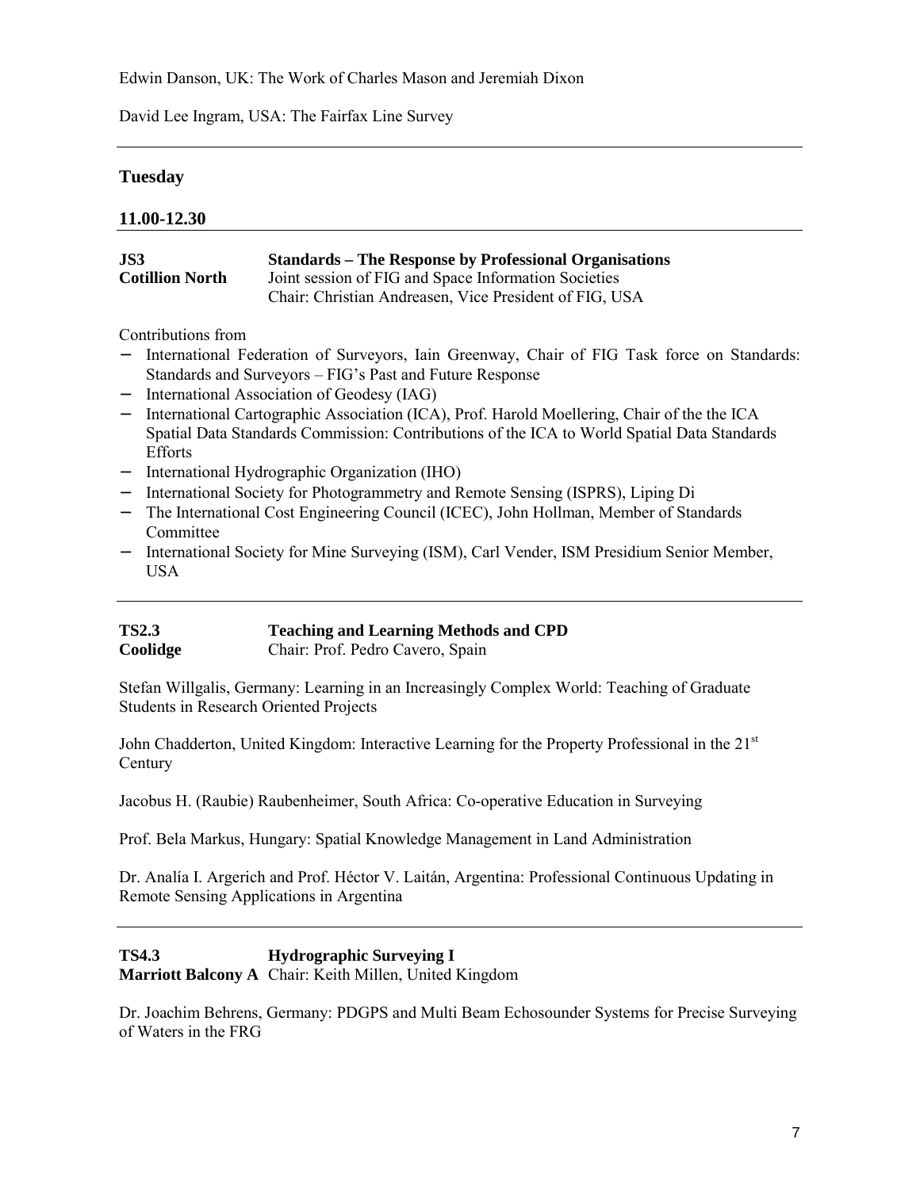Edwin Danson, UK: The Work of Charles Mason and Jeremiah Dixon

David Lee Ingram, USA: The Fairfax Line Survey

---

## Tuesday

### 11.00-12.30

---

**JS3** **Standards – The Response by Professional Organisations**
**Cotillion North** Joint session of FIG and Space Information Societies
Chair: Christian Andreasen, Vice President of FIG, USA

Contributions from

- International Federation of Surveyors, Iain Greenway, Chair of FIG Task force on Standards: Standards and Surveyors – FIG's Past and Future Response
- International Association of Geodesy (IAG)
- International Cartographic Association (ICA), Prof. Harold Moellering, Chair of the the ICA Spatial Data Standards Commission: Contributions of the ICA to World Spatial Data Standards Efforts
- International Hydrographic Organization (IHO)
- International Society for Photogrammetry and Remote Sensing (ISPRS), Liping Di
- The International Cost Engineering Council (ICEC), John Hollman, Member of Standards Committee
- International Society for Mine Surveying (ISM), Carl Vender, ISM Presidium Senior Member, USA

---

**TS2.3** **Teaching and Learning Methods and CPD**
**Coolidge** Chair: Prof. Pedro Cavero, Spain

Stefan Willgalis, Germany: Learning in an Increasingly Complex World: Teaching of Graduate Students in Research Oriented Projects

John Chadderton, United Kingdom: Interactive Learning for the Property Professional in the 21st Century

Jacobus H. (Raubie) Raubenheimer, South Africa: Co-operative Education in Surveying

Prof. Bela Markus, Hungary: Spatial Knowledge Management in Land Administration

Dr. Analía I. Argerich and Prof. Héctor V. Laitán, Argentina: Professional Continuous Updating in Remote Sensing Applications in Argentina

---

**TS4.3** **Hydrographic Surveying I**
**Marriott Balcony A** Chair: Keith Millen, United Kingdom

Dr. Joachim Behrens, Germany: PDGPS and Multi Beam Echosounder Systems for Precise Surveying of Waters in the FRG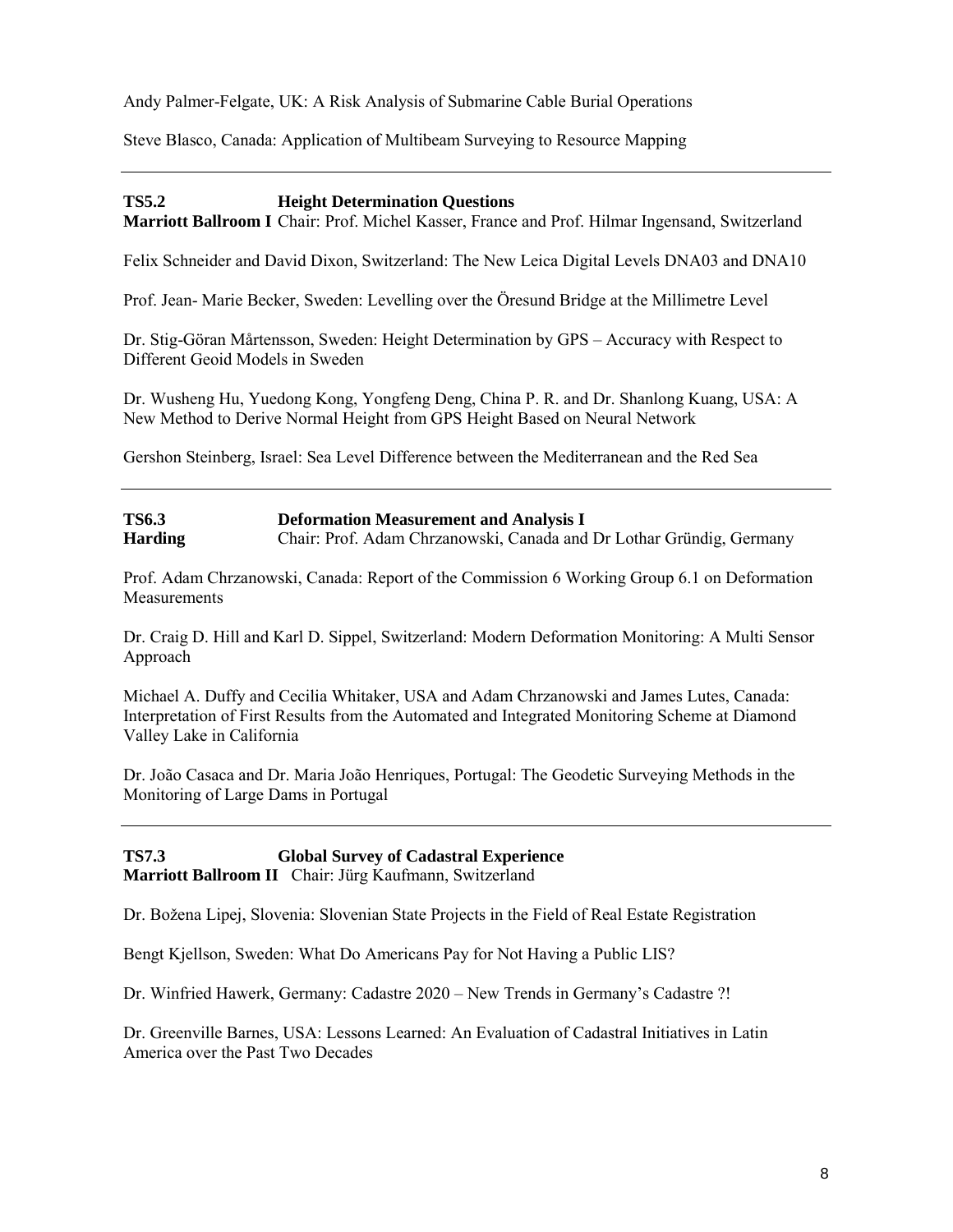Andy Palmer-Felgate, UK: A Risk Analysis of Submarine Cable Burial Operations

Steve Blasco, Canada: Application of Multibeam Surveying to Resource Mapping

---

**TS5.2 Height Determination Questions**
**Marriott Ballroom I** Chair: Prof. Michel Kasser, France and Prof. Hilmar Ingensand, Switzerland

Felix Schneider and David Dixon, Switzerland: The New Leica Digital Levels DNA03 and DNA10

Prof. Jean- Marie Becker, Sweden: Levelling over the Öresund Bridge at the Millimetre Level

Dr. Stig-Göran Mårtensson, Sweden: Height Determination by GPS – Accuracy with Respect to Different Geoid Models in Sweden

Dr. Wusheng Hu, Yuedong Kong, Yongfeng Deng, China P. R. and Dr. Shanlong Kuang, USA: A New Method to Derive Normal Height from GPS Height Based on Neural Network

Gershon Steinberg, Israel: Sea Level Difference between the Mediterranean and the Red Sea

---

**TS6.3 Deformation Measurement and Analysis I**
**Harding** Chair: Prof. Adam Chrzanowski, Canada and Dr Lothar Gründig, Germany

Prof. Adam Chrzanowski, Canada: Report of the Commission 6 Working Group 6.1 on Deformation Measurements

Dr. Craig D. Hill and Karl D. Sippel, Switzerland: Modern Deformation Monitoring: A Multi Sensor Approach

Michael A. Duffy and Cecilia Whitaker, USA and Adam Chrzanowski and James Lutes, Canada: Interpretation of First Results from the Automated and Integrated Monitoring Scheme at Diamond Valley Lake in California

Dr. João Casaca and Dr. Maria João Henriques, Portugal: The Geodetic Surveying Methods in the Monitoring of Large Dams in Portugal

---

**TS7.3 Global Survey of Cadastral Experience**
**Marriott Ballroom II** Chair: Jürg Kaufmann, Switzerland

Dr. Božena Lipej, Slovenia: Slovenian State Projects in the Field of Real Estate Registration

Bengt Kjellson, Sweden: What Do Americans Pay for Not Having a Public LIS?

Dr. Winfried Hawerk, Germany: Cadastre 2020 – New Trends in Germany's Cadastre ?!

Dr. Greenville Barnes, USA: Lessons Learned: An Evaluation of Cadastral Initiatives in Latin America over the Past Two Decades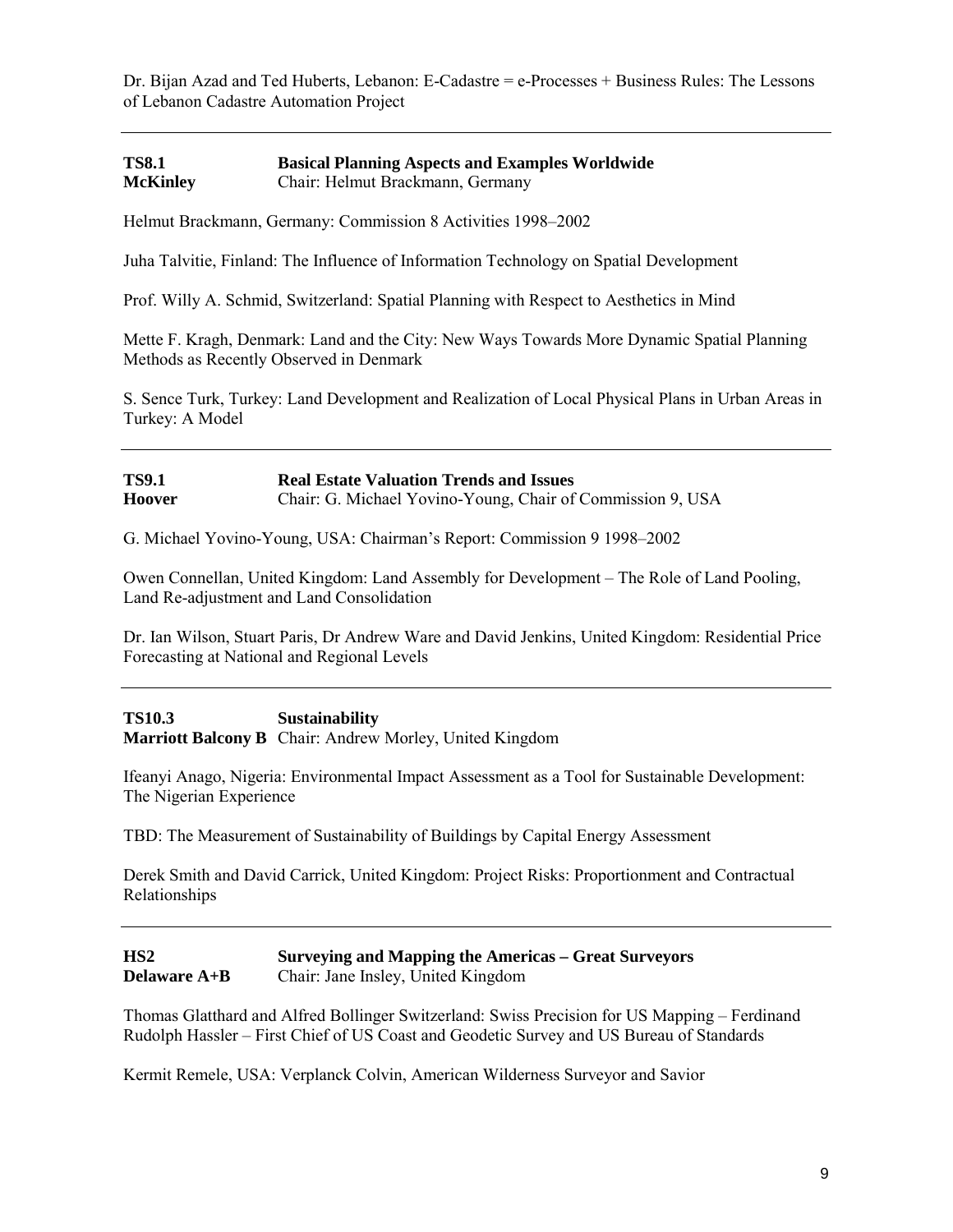Dr. Bijan Azad and Ted Huberts, Lebanon: E-Cadastre = e-Processes + Business Rules: The Lessons of Lebanon Cadastre Automation Project

---

**TS8.1** **Basical Planning Aspects and Examples Worldwide**
**McKinley** Chair: Helmut Brackmann, Germany

Helmut Brackmann, Germany: Commission 8 Activities 1998–2002

Juha Talvitie, Finland: The Influence of Information Technology on Spatial Development

Prof. Willy A. Schmid, Switzerland: Spatial Planning with Respect to Aesthetics in Mind

Mette F. Kragh, Denmark: Land and the City: New Ways Towards More Dynamic Spatial Planning Methods as Recently Observed in Denmark

S. Sence Turk, Turkey: Land Development and Realization of Local Physical Plans in Urban Areas in Turkey: A Model

---

**TS9.1** **Real Estate Valuation Trends and Issues**
**Hoover** Chair: G. Michael Yovino-Young, Chair of Commission 9, USA

G. Michael Yovino-Young, USA: Chairman's Report: Commission 9 1998–2002

Owen Connellan, United Kingdom: Land Assembly for Development – The Role of Land Pooling, Land Re-adjustment and Land Consolidation

Dr. Ian Wilson, Stuart Paris, Dr Andrew Ware and David Jenkins, United Kingdom: Residential Price Forecasting at National and Regional Levels

---

**TS10.3** **Sustainability**
**Marriott Balcony B** Chair: Andrew Morley, United Kingdom

Ifeanyi Anago, Nigeria: Environmental Impact Assessment as a Tool for Sustainable Development: The Nigerian Experience

TBD: The Measurement of Sustainability of Buildings by Capital Energy Assessment

Derek Smith and David Carrick, United Kingdom: Project Risks: Proportionment and Contractual Relationships

---

**HS2** **Surveying and Mapping the Americas – Great Surveyors**
**Delaware A+B** Chair: Jane Insley, United Kingdom

Thomas Glatthard and Alfred Bollinger Switzerland: Swiss Precision for US Mapping – Ferdinand Rudolph Hassler – First Chief of US Coast and Geodetic Survey and US Bureau of Standards

Kermit Remele, USA: Verplanck Colvin, American Wilderness Surveyor and Savior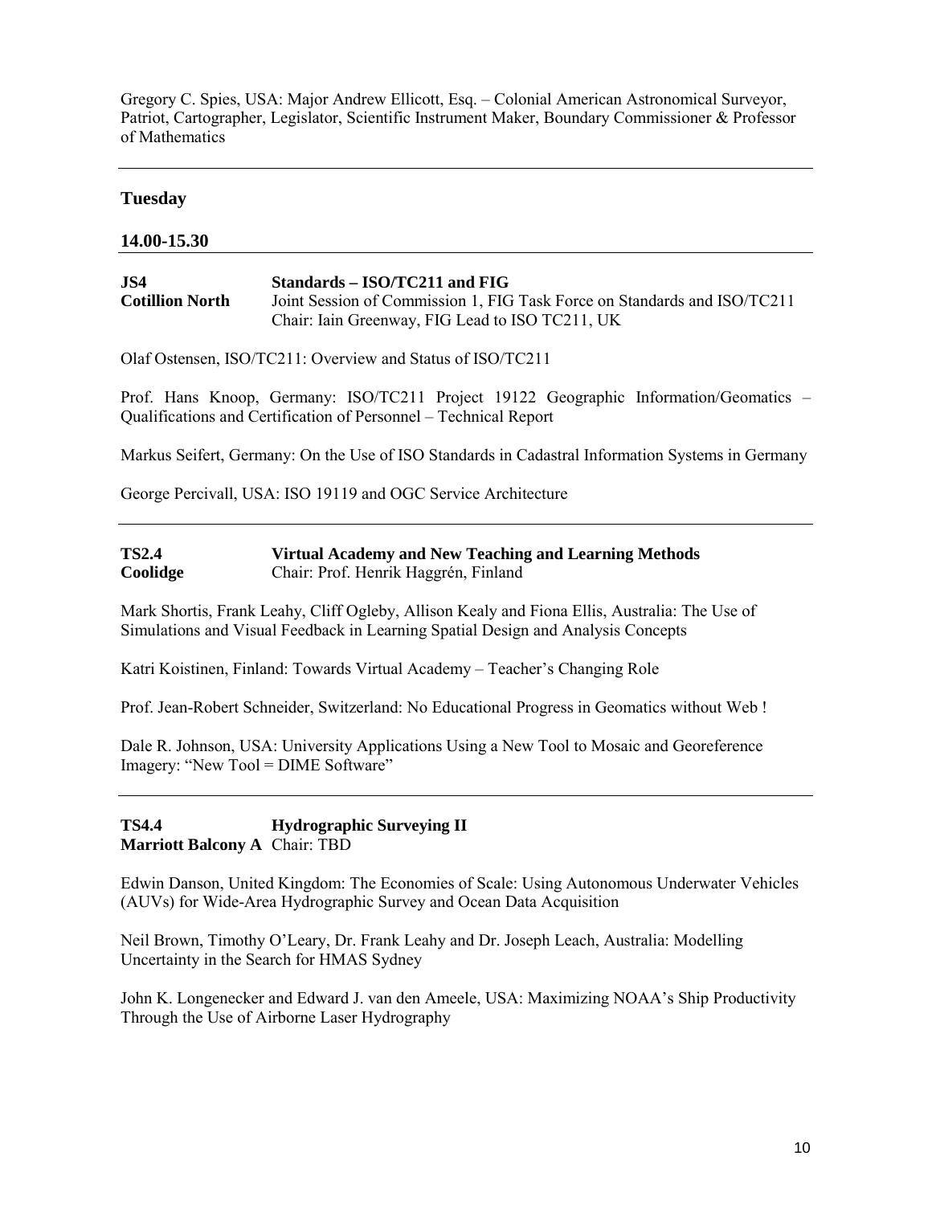Gregory C. Spies, USA: Major Andrew Ellicott, Esq. – Colonial American Astronomical Surveyor, Patriot, Cartographer, Legislator, Scientific Instrument Maker, Boundary Commissioner & Professor of Mathematics

---

## Tuesday

### 14.00-15.30

---

**JS4** **Standards – ISO/TC211 and FIG**
**Cotillion North** Joint Session of Commission 1, FIG Task Force on Standards and ISO/TC211
Chair: Iain Greenway, FIG Lead to ISO TC211, UK

Olaf Ostensen, ISO/TC211: Overview and Status of ISO/TC211

Prof. Hans Knoop, Germany: ISO/TC211 Project 19122 Geographic Information/Geomatics – Qualifications and Certification of Personnel – Technical Report

Markus Seifert, Germany: On the Use of ISO Standards in Cadastral Information Systems in Germany

George Percivall, USA: ISO 19119 and OGC Service Architecture

---

**TS2.4** **Virtual Academy and New Teaching and Learning Methods**
**Coolidge** Chair: Prof. Henrik Haggrén, Finland

Mark Shortis, Frank Leahy, Cliff Ogleby, Allison Kealy and Fiona Ellis, Australia: The Use of Simulations and Visual Feedback in Learning Spatial Design and Analysis Concepts

Katri Koistinen, Finland: Towards Virtual Academy – Teacher's Changing Role

Prof. Jean-Robert Schneider, Switzerland: No Educational Progress in Geomatics without Web !

Dale R. Johnson, USA: University Applications Using a New Tool to Mosaic and Georeference Imagery: "New Tool = DIME Software"

---

**TS4.4** **Hydrographic Surveying II**
**Marriott Balcony A** Chair: TBD

Edwin Danson, United Kingdom: The Economies of Scale: Using Autonomous Underwater Vehicles (AUVs) for Wide-Area Hydrographic Survey and Ocean Data Acquisition

Neil Brown, Timothy O'Leary, Dr. Frank Leahy and Dr. Joseph Leach, Australia: Modelling Uncertainty in the Search for HMAS Sydney

John K. Longenecker and Edward J. van den Ameele, USA: Maximizing NOAA's Ship Productivity Through the Use of Airborne Laser Hydrography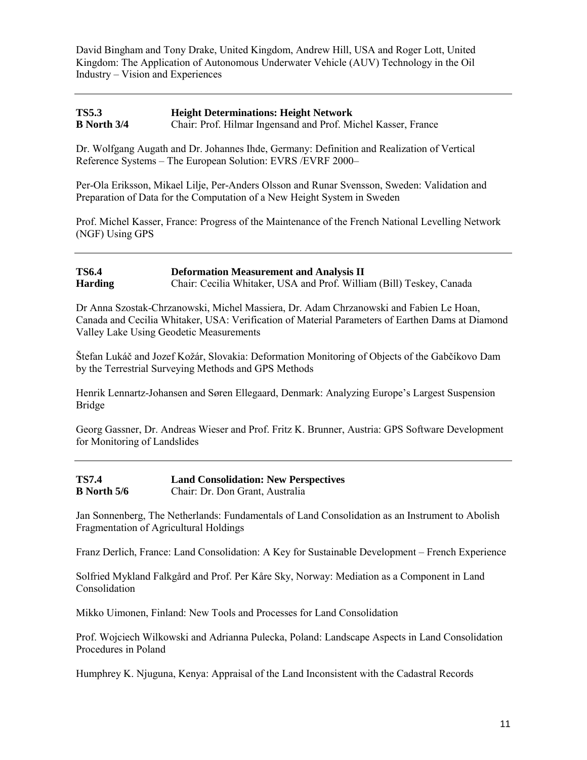David Bingham and Tony Drake, United Kingdom, Andrew Hill, USA and Roger Lott, United Kingdom: The Application of Autonomous Underwater Vehicle (AUV) Technology in the Oil Industry – Vision and Experiences

---

**TS5.3** **Height Determinations: Height Network**
**B North 3/4** Chair: Prof. Hilmar Ingensand and Prof. Michel Kasser, France

Dr. Wolfgang Augath and Dr. Johannes Ihde, Germany: Definition and Realization of Vertical Reference Systems – The European Solution: EVRS /EVRF 2000–

Per-Ola Eriksson, Mikael Lilje, Per-Anders Olsson and Runar Svensson, Sweden: Validation and Preparation of Data for the Computation of a New Height System in Sweden

Prof. Michel Kasser, France: Progress of the Maintenance of the French National Levelling Network (NGF) Using GPS

---

**TS6.4** **Deformation Measurement and Analysis II**
**Harding** Chair: Cecilia Whitaker, USA and Prof. William (Bill) Teskey, Canada

Dr Anna Szostak-Chrzanowski, Michel Massiera, Dr. Adam Chrzanowski and Fabien Le Hoan, Canada and Cecilia Whitaker, USA: Verification of Material Parameters of Earthen Dams at Diamond Valley Lake Using Geodetic Measurements

Štefan Lukáč and Jozef Kožár, Slovakia: Deformation Monitoring of Objects of the Gabčíkovo Dam by the Terrestrial Surveying Methods and GPS Methods

Henrik Lennartz-Johansen and Søren Ellegaard, Denmark: Analyzing Europe's Largest Suspension Bridge

Georg Gassner, Dr. Andreas Wieser and Prof. Fritz K. Brunner, Austria: GPS Software Development for Monitoring of Landslides

---

**TS7.4** **Land Consolidation: New Perspectives**
**B North 5/6** Chair: Dr. Don Grant, Australia

Jan Sonnenberg, The Netherlands: Fundamentals of Land Consolidation as an Instrument to Abolish Fragmentation of Agricultural Holdings

Franz Derlich, France: Land Consolidation: A Key for Sustainable Development – French Experience

Solfried Mykland Falkgård and Prof. Per Kåre Sky, Norway: Mediation as a Component in Land Consolidation

Mikko Uimonen, Finland: New Tools and Processes for Land Consolidation

Prof. Wojciech Wilkowski and Adrianna Pulecka, Poland: Landscape Aspects in Land Consolidation Procedures in Poland

Humphrey K. Njuguna, Kenya: Appraisal of the Land Inconsistent with the Cadastral Records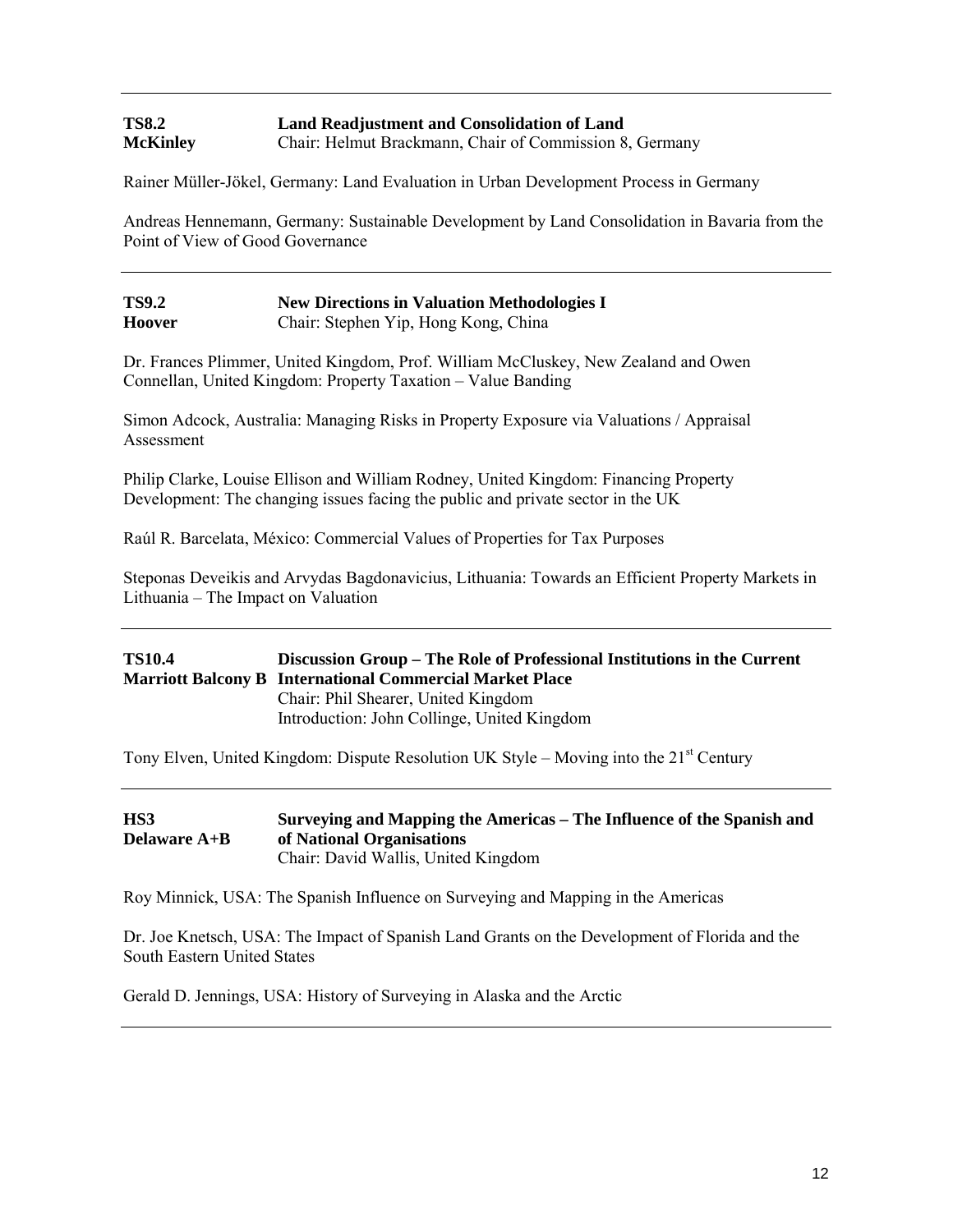---

**TS8.2** **Land Readjustment and Consolidation of Land**
**McKinley** Chair: Helmut Brackmann, Chair of Commission 8, Germany

Rainer Müller-Jökel, Germany: Land Evaluation in Urban Development Process in Germany

Andreas Hennemann, Germany: Sustainable Development by Land Consolidation in Bavaria from the Point of View of Good Governance

---

**TS9.2** **New Directions in Valuation Methodologies I**
**Hoover** Chair: Stephen Yip, Hong Kong, China

Dr. Frances Plimmer, United Kingdom, Prof. William McCluskey, New Zealand and Owen Connellan, United Kingdom: Property Taxation – Value Banding

Simon Adcock, Australia: Managing Risks in Property Exposure via Valuations / Appraisal Assessment

Philip Clarke, Louise Ellison and William Rodney, United Kingdom: Financing Property Development: The changing issues facing the public and private sector in the UK

Raúl R. Barcelata, México: Commercial Values of Properties for Tax Purposes

Steponas Deveikis and Arvydas Bagdonavicius, Lithuania: Towards an Efficient Property Markets in Lithuania – The Impact on Valuation

---

**TS10.4** **Discussion Group – The Role of Professional Institutions in the Current**
**Marriott Balcony B** **International Commercial Market Place**
Chair: Phil Shearer, United Kingdom
Introduction: John Collinge, United Kingdom

Tony Elven, United Kingdom: Dispute Resolution UK Style – Moving into the 21st Century

---

**HS3** **Surveying and Mapping the Americas – The Influence of the Spanish and**
**Delaware A+B** **of National Organisations**
Chair: David Wallis, United Kingdom

Roy Minnick, USA: The Spanish Influence on Surveying and Mapping in the Americas

Dr. Joe Knetsch, USA: The Impact of Spanish Land Grants on the Development of Florida and the South Eastern United States

Gerald D. Jennings, USA: History of Surveying in Alaska and the Arctic

---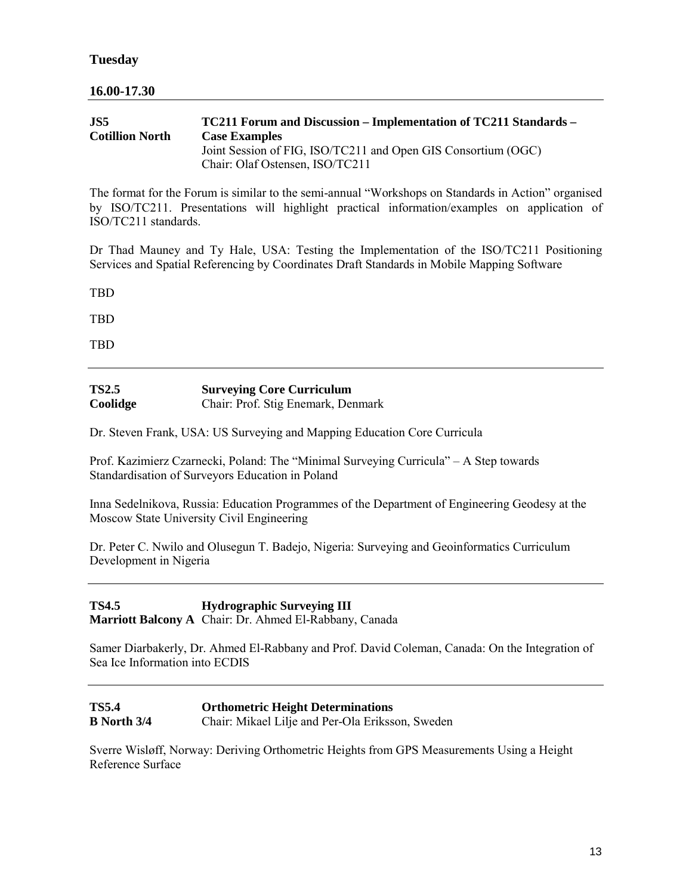## Tuesday

### 16.00-17.30

---

**JS5**
**Cotillion North**

**TC211 Forum and Discussion – Implementation of TC211 Standards – Case Examples**
Joint Session of FIG, ISO/TC211 and Open GIS Consortium (OGC)
Chair: Olaf Ostensen, ISO/TC211

The format for the Forum is similar to the semi-annual "Workshops on Standards in Action" organised by ISO/TC211. Presentations will highlight practical information/examples on application of ISO/TC211 standards.

Dr Thad Mauney and Ty Hale, USA: Testing the Implementation of the ISO/TC211 Positioning Services and Spatial Referencing by Coordinates Draft Standards in Mobile Mapping Software

TBD

TBD

TBD

---

**TS2.5**
**Coolidge**

**Surveying Core Curriculum**
Chair: Prof. Stig Enemark, Denmark

Dr. Steven Frank, USA: US Surveying and Mapping Education Core Curricula

Prof. Kazimierz Czarnecki, Poland: The "Minimal Surveying Curricula" – A Step towards Standardisation of Surveyors Education in Poland

Inna Sedelnikova, Russia: Education Programmes of the Department of Engineering Geodesy at the Moscow State University Civil Engineering

Dr. Peter C. Nwilo and Olusegun T. Badejo, Nigeria: Surveying and Geoinformatics Curriculum Development in Nigeria

---

**TS4.5**
**Marriott Balcony A**

**Hydrographic Surveying III**
Chair: Dr. Ahmed El-Rabbany, Canada

Samer Diarbakerly, Dr. Ahmed El-Rabbany and Prof. David Coleman, Canada: On the Integration of Sea Ice Information into ECDIS

---

**TS5.4**
**B North 3/4**

**Orthometric Height Determinations**
Chair: Mikael Lilje and Per-Ola Eriksson, Sweden

Sverre Wisløff, Norway: Deriving Orthometric Heights from GPS Measurements Using a Height Reference Surface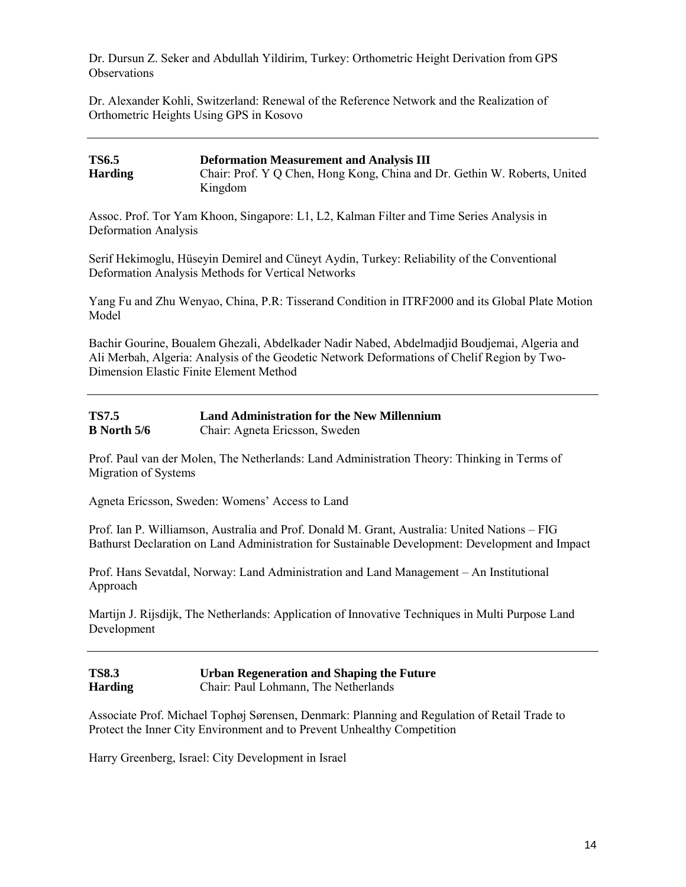Dr. Dursun Z. Seker and Abdullah Yildirim, Turkey: Orthometric Height Derivation from GPS Observations

Dr. Alexander Kohli, Switzerland: Renewal of the Reference Network and the Realization of Orthometric Heights Using GPS in Kosovo

---

**TS6.5** **Deformation Measurement and Analysis III**
**Harding** Chair: Prof. Y Q Chen, Hong Kong, China and Dr. Gethin W. Roberts, United Kingdom

Assoc. Prof. Tor Yam Khoon, Singapore: L1, L2, Kalman Filter and Time Series Analysis in Deformation Analysis

Serif Hekimoglu, Hüseyin Demirel and Cüneyt Aydin, Turkey: Reliability of the Conventional Deformation Analysis Methods for Vertical Networks

Yang Fu and Zhu Wenyao, China, P.R: Tisserand Condition in ITRF2000 and its Global Plate Motion Model

Bachir Gourine, Boualem Ghezali, Abdelkader Nadir Nabed, Abdelmadjid Boudjemai, Algeria and Ali Merbah, Algeria: Analysis of the Geodetic Network Deformations of Chelif Region by Two-Dimension Elastic Finite Element Method

---

**TS7.5** **Land Administration for the New Millennium**
**B North 5/6** Chair: Agneta Ericsson, Sweden

Prof. Paul van der Molen, The Netherlands: Land Administration Theory: Thinking in Terms of Migration of Systems

Agneta Ericsson, Sweden: Womens' Access to Land

Prof. Ian P. Williamson, Australia and Prof. Donald M. Grant, Australia: United Nations – FIG Bathurst Declaration on Land Administration for Sustainable Development: Development and Impact

Prof. Hans Sevatdal, Norway: Land Administration and Land Management – An Institutional Approach

Martijn J. Rijsdijk, The Netherlands: Application of Innovative Techniques in Multi Purpose Land Development

---

**TS8.3** **Urban Regeneration and Shaping the Future**
**Harding** Chair: Paul Lohmann, The Netherlands

Associate Prof. Michael Tophøj Sørensen, Denmark: Planning and Regulation of Retail Trade to Protect the Inner City Environment and to Prevent Unhealthy Competition

Harry Greenberg, Israel: City Development in Israel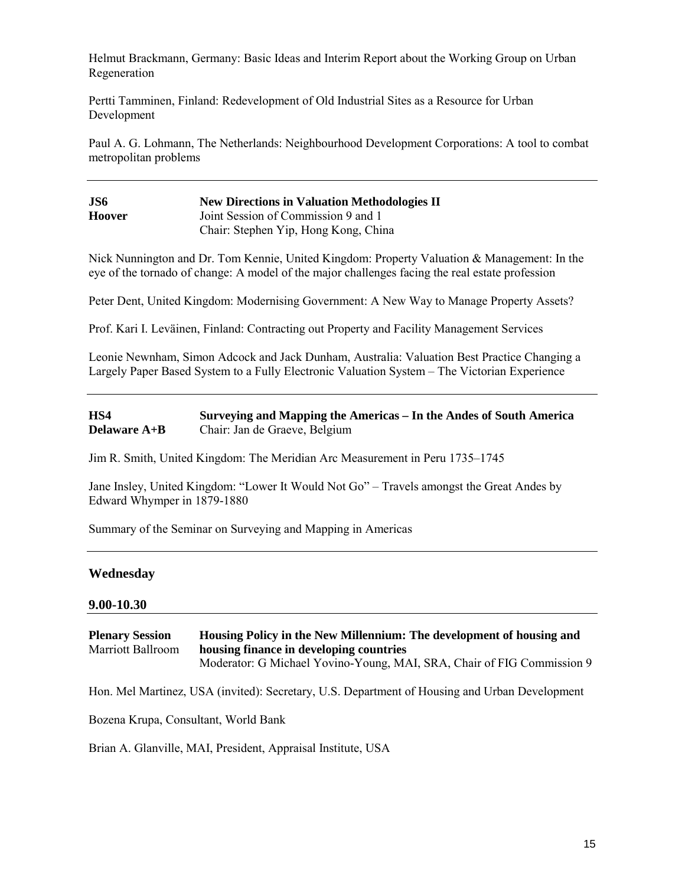Helmut Brackmann, Germany: Basic Ideas and Interim Report about the Working Group on Urban Regeneration

Pertti Tamminen, Finland: Redevelopment of Old Industrial Sites as a Resource for Urban Development

Paul A. G. Lohmann, The Netherlands: Neighbourhood Development Corporations: A tool to combat metropolitan problems

---

**JS6** **New Directions in Valuation Methodologies II**
**Hoover** Joint Session of Commission 9 and 1
Chair: Stephen Yip, Hong Kong, China

Nick Nunnington and Dr. Tom Kennie, United Kingdom: Property Valuation & Management: In the eye of the tornado of change: A model of the major challenges facing the real estate profession

Peter Dent, United Kingdom: Modernising Government: A New Way to Manage Property Assets?

Prof. Kari I. Leväinen, Finland: Contracting out Property and Facility Management Services

Leonie Newnham, Simon Adcock and Jack Dunham, Australia: Valuation Best Practice Changing a Largely Paper Based System to a Fully Electronic Valuation System – The Victorian Experience

---

**HS4** **Surveying and Mapping the Americas – In the Andes of South America**
**Delaware A+B** Chair: Jan de Graeve, Belgium

Jim R. Smith, United Kingdom: The Meridian Arc Measurement in Peru 1735–1745

Jane Insley, United Kingdom: "Lower It Would Not Go" – Travels amongst the Great Andes by Edward Whymper in 1879-1880

Summary of the Seminar on Surveying and Mapping in Americas

---

## Wednesday

### 9.00-10.30

**Plenary Session** **Housing Policy in the New Millennium: The development of housing and housing finance in developing countries**
Marriott Ballroom Moderator: G Michael Yovino-Young, MAI, SRA, Chair of FIG Commission 9

Hon. Mel Martinez, USA (invited): Secretary, U.S. Department of Housing and Urban Development

Bozena Krupa, Consultant, World Bank

Brian A. Glanville, MAI, President, Appraisal Institute, USA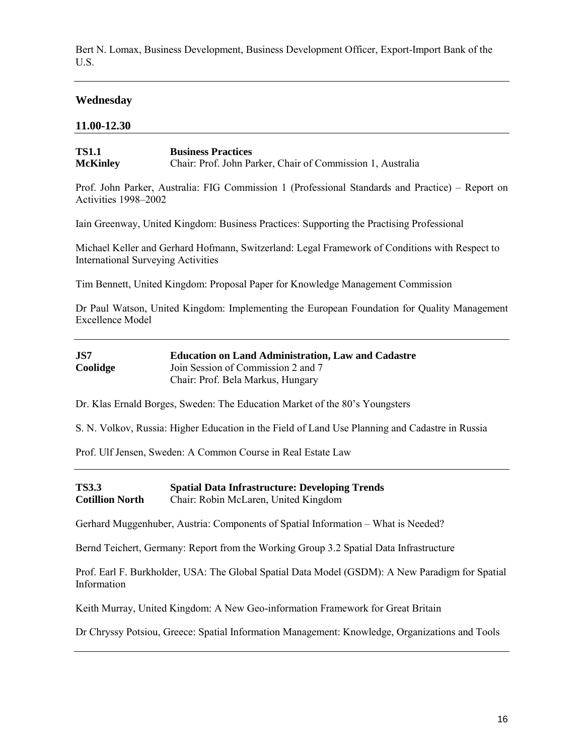Bert N. Lomax, Business Development, Business Development Officer, Export-Import Bank of the U.S.

---

## Wednesday

### 11.00-12.30

---

**TS1.1** **Business Practices**
**McKinley** Chair: Prof. John Parker, Chair of Commission 1, Australia

Prof. John Parker, Australia: FIG Commission 1 (Professional Standards and Practice) – Report on Activities 1998–2002

Iain Greenway, United Kingdom: Business Practices: Supporting the Practising Professional

Michael Keller and Gerhard Hofmann, Switzerland: Legal Framework of Conditions with Respect to International Surveying Activities

Tim Bennett, United Kingdom: Proposal Paper for Knowledge Management Commission

Dr Paul Watson, United Kingdom: Implementing the European Foundation for Quality Management Excellence Model

---

**JS7** **Education on Land Administration, Law and Cadastre**
**Coolidge** Join Session of Commission 2 and 7
Chair: Prof. Bela Markus, Hungary

Dr. Klas Ernald Borges, Sweden: The Education Market of the 80's Youngsters

S. N. Volkov, Russia: Higher Education in the Field of Land Use Planning and Cadastre in Russia

Prof. Ulf Jensen, Sweden: A Common Course in Real Estate Law

---

**TS3.3** **Spatial Data Infrastructure: Developing Trends**
**Cotillion North** Chair: Robin McLaren, United Kingdom

Gerhard Muggenhuber, Austria: Components of Spatial Information – What is Needed?

Bernd Teichert, Germany: Report from the Working Group 3.2 Spatial Data Infrastructure

Prof. Earl F. Burkholder, USA: The Global Spatial Data Model (GSDM): A New Paradigm for Spatial Information

Keith Murray, United Kingdom: A New Geo-information Framework for Great Britain

Dr Chryssy Potsiou, Greece: Spatial Information Management: Knowledge, Organizations and Tools

---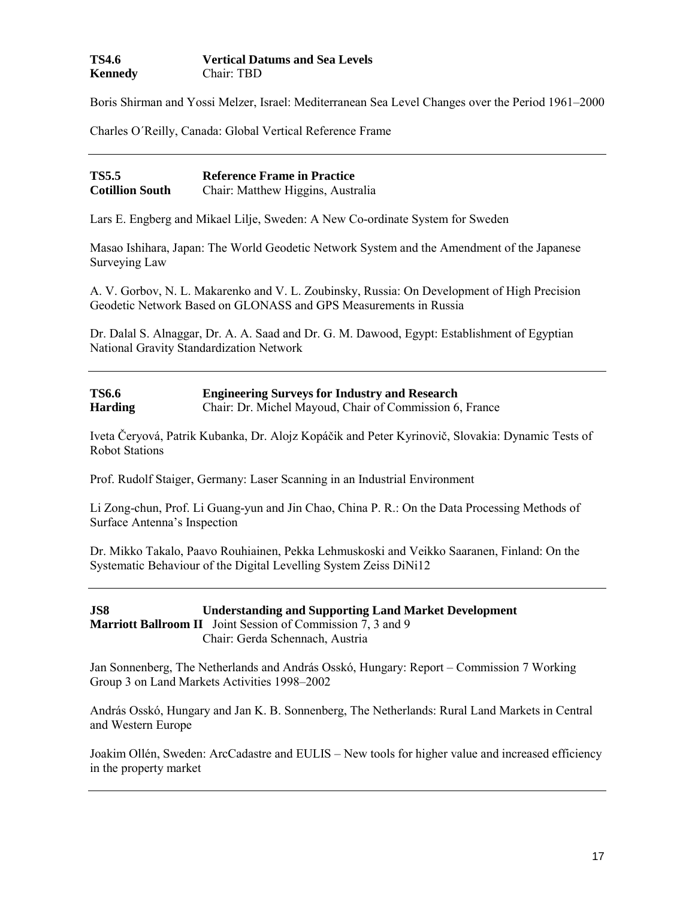**TS4.6** **Vertical Datums and Sea Levels**
**Kennedy** Chair: TBD

Boris Shirman and Yossi Melzer, Israel: Mediterranean Sea Level Changes over the Period 1961–2000

Charles O´Reilly, Canada: Global Vertical Reference Frame

---

**TS5.5** **Reference Frame in Practice**
**Cotillion South** Chair: Matthew Higgins, Australia

Lars E. Engberg and Mikael Lilje, Sweden: A New Co-ordinate System for Sweden

Masao Ishihara, Japan: The World Geodetic Network System and the Amendment of the Japanese Surveying Law

A. V. Gorbov, N. L. Makarenko and V. L. Zoubinsky, Russia: On Development of High Precision Geodetic Network Based on GLONASS and GPS Measurements in Russia

Dr. Dalal S. Alnaggar, Dr. A. A. Saad and Dr. G. M. Dawood, Egypt: Establishment of Egyptian National Gravity Standardization Network

---

**TS6.6** **Engineering Surveys for Industry and Research**
**Harding** Chair: Dr. Michel Mayoud, Chair of Commission 6, France

Iveta Čeryová, Patrik Kubanka, Dr. Alojz Kopáčik and Peter Kyrinovič, Slovakia: Dynamic Tests of Robot Stations

Prof. Rudolf Staiger, Germany: Laser Scanning in an Industrial Environment

Li Zong-chun, Prof. Li Guang-yun and Jin Chao, China P. R.: On the Data Processing Methods of Surface Antenna's Inspection

Dr. Mikko Takalo, Paavo Rouhiainen, Pekka Lehmuskoski and Veikko Saaranen, Finland: On the Systematic Behaviour of the Digital Levelling System Zeiss DiNi12

---

**JS8** **Understanding and Supporting Land Market Development**
**Marriott Ballroom II** Joint Session of Commission 7, 3 and 9
Chair: Gerda Schennach, Austria

Jan Sonnenberg, The Netherlands and András Osskó, Hungary: Report – Commission 7 Working Group 3 on Land Markets Activities 1998–2002

András Osskó, Hungary and Jan K. B. Sonnenberg, The Netherlands: Rural Land Markets in Central and Western Europe

Joakim Ollén, Sweden: ArcCadastre and EULIS – New tools for higher value and increased efficiency in the property market

---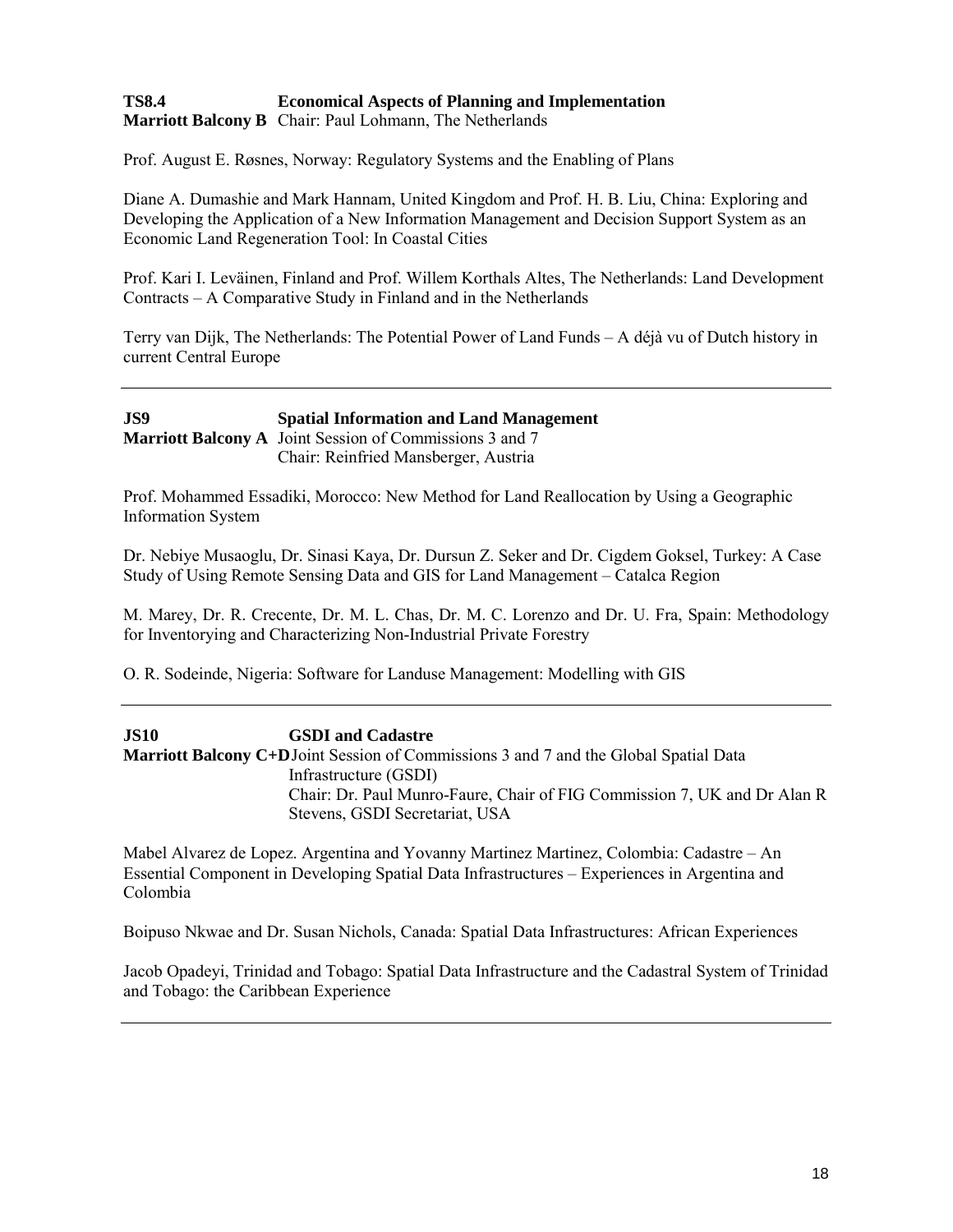**TS8.4** **Economical Aspects of Planning and Implementation**
**Marriott Balcony B** Chair: Paul Lohmann, The Netherlands

Prof. August E. Røsnes, Norway: Regulatory Systems and the Enabling of Plans

Diane A. Dumashie and Mark Hannam, United Kingdom and Prof. H. B. Liu, China: Exploring and Developing the Application of a New Information Management and Decision Support System as an Economic Land Regeneration Tool: In Coastal Cities

Prof. Kari I. Leväinen, Finland and Prof. Willem Korthals Altes, The Netherlands: Land Development Contracts – A Comparative Study in Finland and in the Netherlands

Terry van Dijk, The Netherlands: The Potential Power of Land Funds – A déjà vu of Dutch history in current Central Europe

---

**JS9** **Spatial Information and Land Management**
**Marriott Balcony A** Joint Session of Commissions 3 and 7
Chair: Reinfried Mansberger, Austria

Prof. Mohammed Essadiki, Morocco: New Method for Land Reallocation by Using a Geographic Information System

Dr. Nebiye Musaoglu, Dr. Sinasi Kaya, Dr. Dursun Z. Seker and Dr. Cigdem Goksel, Turkey: A Case Study of Using Remote Sensing Data and GIS for Land Management – Catalca Region

M. Marey, Dr. R. Crecente, Dr. M. L. Chas, Dr. M. C. Lorenzo and Dr. U. Fra, Spain: Methodology for Inventorying and Characterizing Non-Industrial Private Forestry

O. R. Sodeinde, Nigeria: Software for Landuse Management: Modelling with GIS

---

**JS10** **GSDI and Cadastre**
**Marriott Balcony C+D** Joint Session of Commissions 3 and 7 and the Global Spatial Data Infrastructure (GSDI)
Chair: Dr. Paul Munro-Faure, Chair of FIG Commission 7, UK and Dr Alan R Stevens, GSDI Secretariat, USA

Mabel Alvarez de Lopez. Argentina and Yovanny Martinez Martinez, Colombia: Cadastre – An Essential Component in Developing Spatial Data Infrastructures – Experiences in Argentina and Colombia

Boipuso Nkwae and Dr. Susan Nichols, Canada: Spatial Data Infrastructures: African Experiences

Jacob Opadeyi, Trinidad and Tobago: Spatial Data Infrastructure and the Cadastral System of Trinidad and Tobago: the Caribbean Experience

---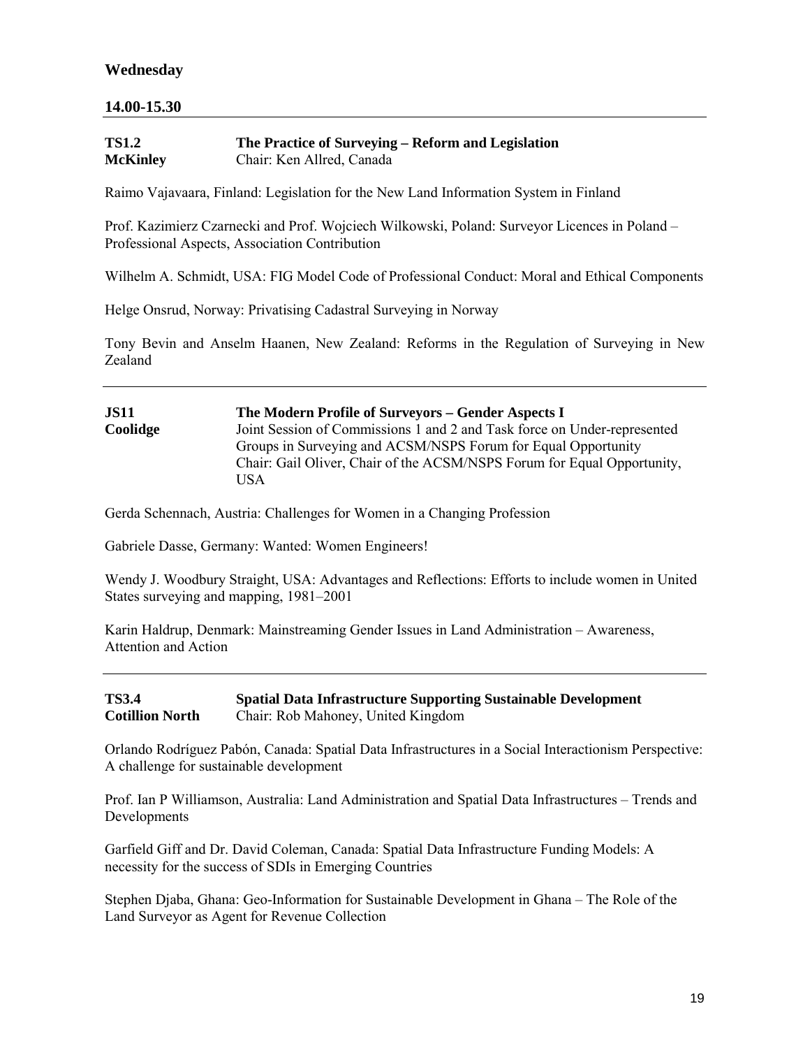## Wednesday

### 14.00-15.30

---

**TS1.2** **The Practice of Surveying – Reform and Legislation**
**McKinley** Chair: Ken Allred, Canada

Raimo Vajavaara, Finland: Legislation for the New Land Information System in Finland

Prof. Kazimierz Czarnecki and Prof. Wojciech Wilkowski, Poland: Surveyor Licences in Poland – Professional Aspects, Association Contribution

Wilhelm A. Schmidt, USA: FIG Model Code of Professional Conduct: Moral and Ethical Components

Helge Onsrud, Norway: Privatising Cadastral Surveying in Norway

Tony Bevin and Anselm Haanen, New Zealand: Reforms in the Regulation of Surveying in New Zealand

---

**JS11** **The Modern Profile of Surveyors – Gender Aspects I**
**Coolidge** Joint Session of Commissions 1 and 2 and Task force on Under-represented Groups in Surveying and ACSM/NSPS Forum for Equal Opportunity
Chair: Gail Oliver, Chair of the ACSM/NSPS Forum for Equal Opportunity, USA

Gerda Schennach, Austria: Challenges for Women in a Changing Profession

Gabriele Dasse, Germany: Wanted: Women Engineers!

Wendy J. Woodbury Straight, USA: Advantages and Reflections: Efforts to include women in United States surveying and mapping, 1981–2001

Karin Haldrup, Denmark: Mainstreaming Gender Issues in Land Administration – Awareness, Attention and Action

---

**TS3.4** **Spatial Data Infrastructure Supporting Sustainable Development**
**Cotillion North** Chair: Rob Mahoney, United Kingdom

Orlando Rodríguez Pabón, Canada: Spatial Data Infrastructures in a Social Interactionism Perspective: A challenge for sustainable development

Prof. Ian P Williamson, Australia: Land Administration and Spatial Data Infrastructures – Trends and Developments

Garfield Giff and Dr. David Coleman, Canada: Spatial Data Infrastructure Funding Models: A necessity for the success of SDIs in Emerging Countries

Stephen Djaba, Ghana: Geo-Information for Sustainable Development in Ghana – The Role of the Land Surveyor as Agent for Revenue Collection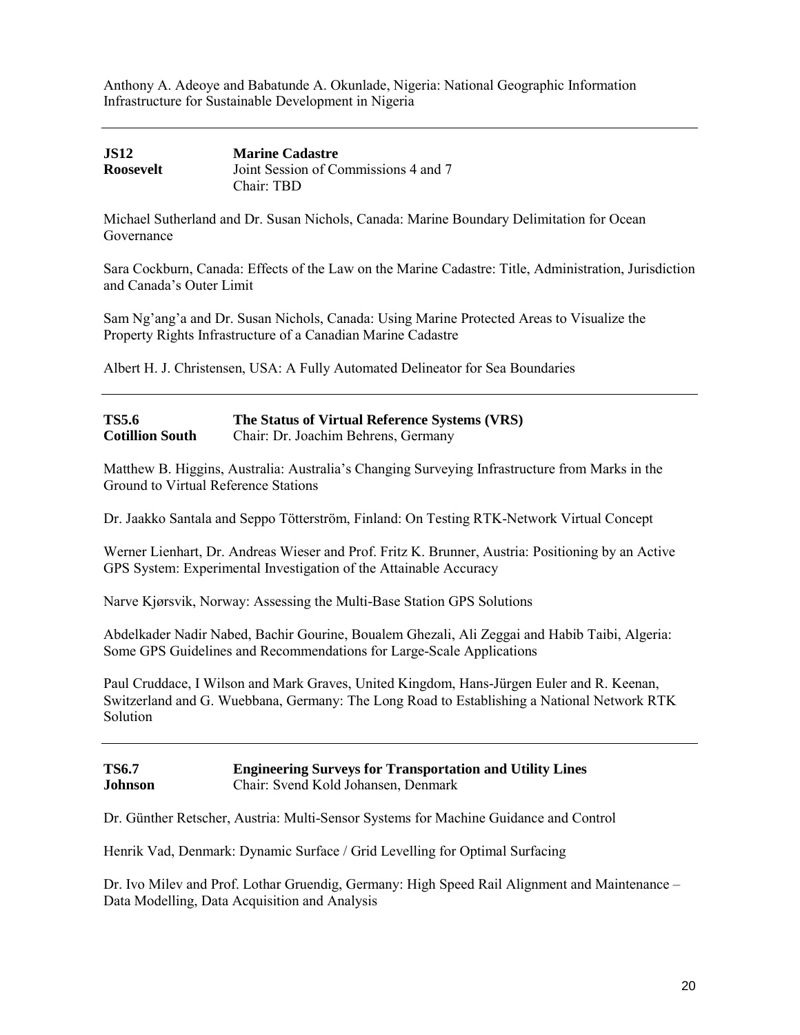Anthony A. Adeoye and Babatunde A. Okunlade, Nigeria: National Geographic Information Infrastructure for Sustainable Development in Nigeria

---

**JS12** **Marine Cadastre**
**Roosevelt** Joint Session of Commissions 4 and 7
Chair: TBD

Michael Sutherland and Dr. Susan Nichols, Canada: Marine Boundary Delimitation for Ocean Governance

Sara Cockburn, Canada: Effects of the Law on the Marine Cadastre: Title, Administration, Jurisdiction and Canada's Outer Limit

Sam Ng'ang'a and Dr. Susan Nichols, Canada: Using Marine Protected Areas to Visualize the Property Rights Infrastructure of a Canadian Marine Cadastre

Albert H. J. Christensen, USA: A Fully Automated Delineator for Sea Boundaries

---

**TS5.6** **The Status of Virtual Reference Systems (VRS)**
**Cotillion South** Chair: Dr. Joachim Behrens, Germany

Matthew B. Higgins, Australia: Australia's Changing Surveying Infrastructure from Marks in the Ground to Virtual Reference Stations

Dr. Jaakko Santala and Seppo Tötterström, Finland: On Testing RTK-Network Virtual Concept

Werner Lienhart, Dr. Andreas Wieser and Prof. Fritz K. Brunner, Austria: Positioning by an Active GPS System: Experimental Investigation of the Attainable Accuracy

Narve Kjørsvik, Norway: Assessing the Multi-Base Station GPS Solutions

Abdelkader Nadir Nabed, Bachir Gourine, Boualem Ghezali, Ali Zeggai and Habib Taibi, Algeria: Some GPS Guidelines and Recommendations for Large-Scale Applications

Paul Cruddace, I Wilson and Mark Graves, United Kingdom, Hans-Jürgen Euler and R. Keenan, Switzerland and G. Wuebbana, Germany: The Long Road to Establishing a National Network RTK Solution

---

**TS6.7** **Engineering Surveys for Transportation and Utility Lines**
**Johnson** Chair: Svend Kold Johansen, Denmark

Dr. Günther Retscher, Austria: Multi-Sensor Systems for Machine Guidance and Control

Henrik Vad, Denmark: Dynamic Surface / Grid Levelling for Optimal Surfacing

Dr. Ivo Milev and Prof. Lothar Gruendig, Germany: High Speed Rail Alignment and Maintenance – Data Modelling, Data Acquisition and Analysis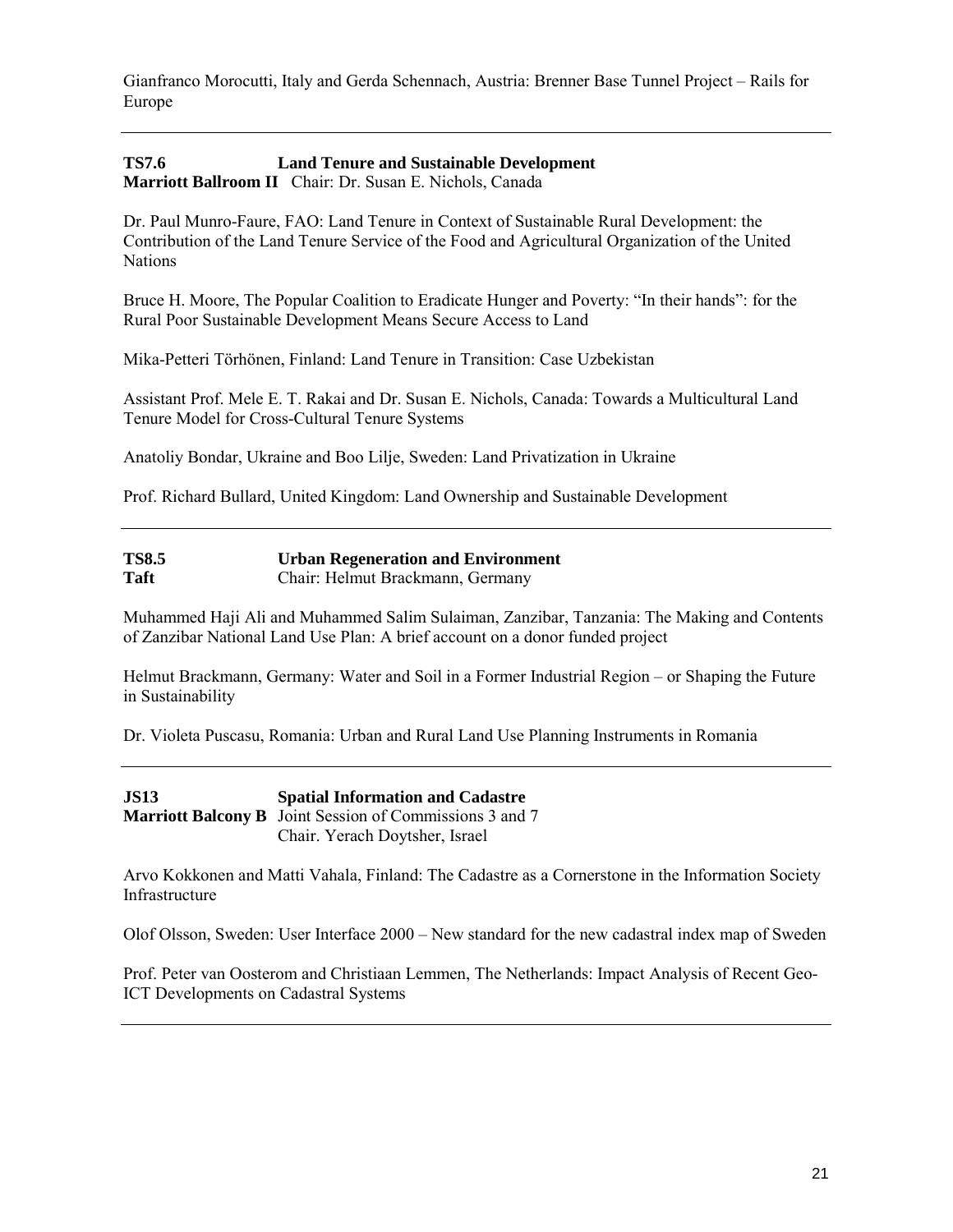Gianfranco Morocutti, Italy and Gerda Schennach, Austria: Brenner Base Tunnel Project – Rails for Europe

---

**TS7.6** **Land Tenure and Sustainable Development**
**Marriott Ballroom II** Chair: Dr. Susan E. Nichols, Canada

Dr. Paul Munro-Faure, FAO: Land Tenure in Context of Sustainable Rural Development: the Contribution of the Land Tenure Service of the Food and Agricultural Organization of the United Nations

Bruce H. Moore, The Popular Coalition to Eradicate Hunger and Poverty: "In their hands": for the Rural Poor Sustainable Development Means Secure Access to Land

Mika-Petteri Törhönen, Finland: Land Tenure in Transition: Case Uzbekistan

Assistant Prof. Mele E. T. Rakai and Dr. Susan E. Nichols, Canada: Towards a Multicultural Land Tenure Model for Cross-Cultural Tenure Systems

Anatoliy Bondar, Ukraine and Boo Lilje, Sweden: Land Privatization in Ukraine

Prof. Richard Bullard, United Kingdom: Land Ownership and Sustainable Development

---

**TS8.5** **Urban Regeneration and Environment**
**Taft** Chair: Helmut Brackmann, Germany

Muhammed Haji Ali and Muhammed Salim Sulaiman, Zanzibar, Tanzania: The Making and Contents of Zanzibar National Land Use Plan: A brief account on a donor funded project

Helmut Brackmann, Germany: Water and Soil in a Former Industrial Region – or Shaping the Future in Sustainability

Dr. Violeta Puscasu, Romania: Urban and Rural Land Use Planning Instruments in Romania

---

**JS13** **Spatial Information and Cadastre**
**Marriott Balcony B** Joint Session of Commissions 3 and 7
Chair. Yerach Doytsher, Israel

Arvo Kokkonen and Matti Vahala, Finland: The Cadastre as a Cornerstone in the Information Society Infrastructure

Olof Olsson, Sweden: User Interface 2000 – New standard for the new cadastral index map of Sweden

Prof. Peter van Oosterom and Christiaan Lemmen, The Netherlands: Impact Analysis of Recent Geo-ICT Developments on Cadastral Systems

---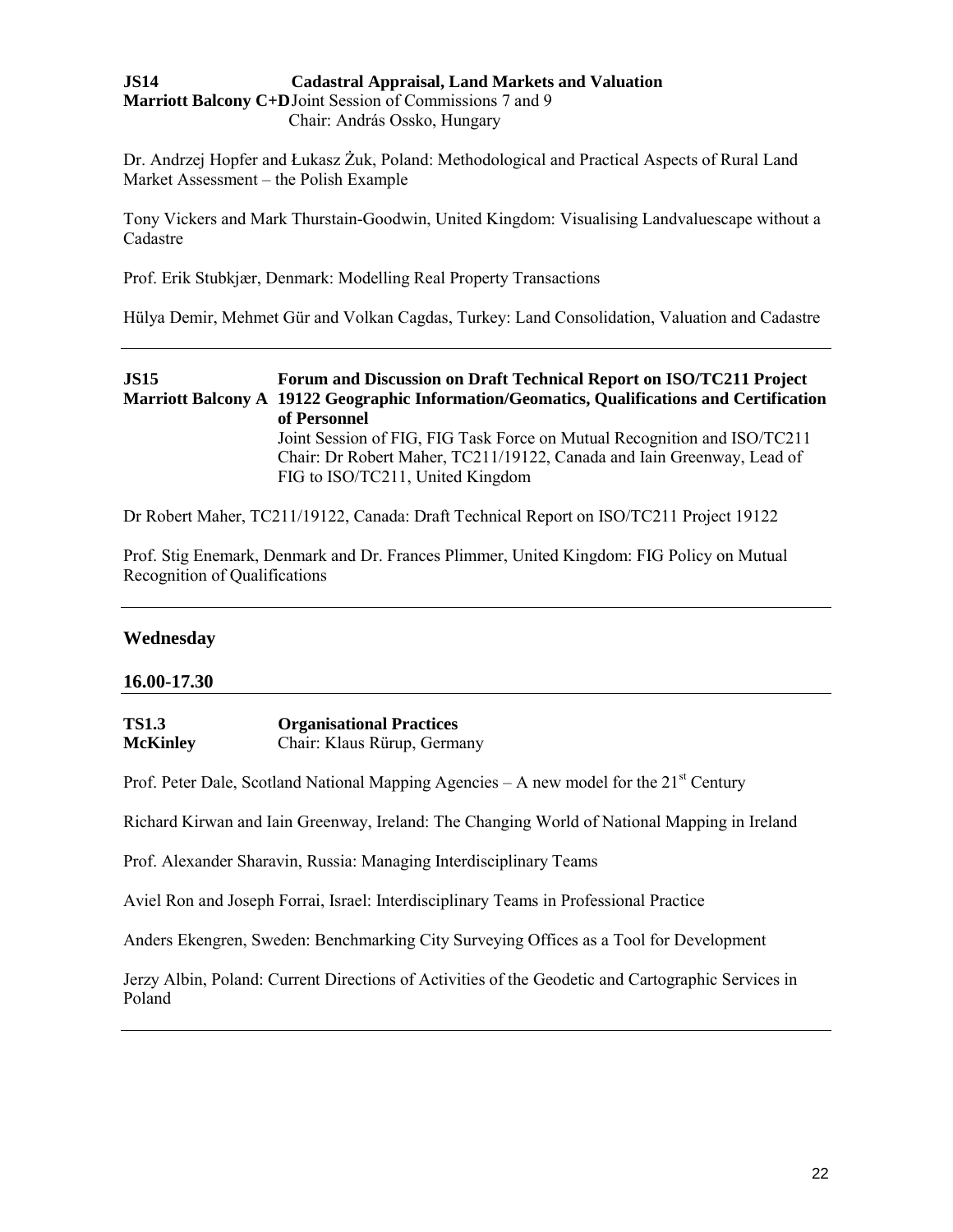**JS14** **Cadastral Appraisal, Land Markets and Valuation**
**Marriott Balcony C+D** Joint Session of Commissions 7 and 9
Chair: András Ossko, Hungary

Dr. Andrzej Hopfer and Łukasz Żuk, Poland: Methodological and Practical Aspects of Rural Land Market Assessment – the Polish Example

Tony Vickers and Mark Thurstain-Goodwin, United Kingdom: Visualising Landvaluescape without a Cadastre

Prof. Erik Stubkjær, Denmark: Modelling Real Property Transactions

Hülya Demir, Mehmet Gür and Volkan Cagdas, Turkey: Land Consolidation, Valuation and Cadastre

---

**JS15** **Forum and Discussion on Draft Technical Report on ISO/TC211 Project**
**Marriott Balcony A** **19122 Geographic Information/Geomatics, Qualifications and Certification of Personnel**
Joint Session of FIG, FIG Task Force on Mutual Recognition and ISO/TC211
Chair: Dr Robert Maher, TC211/19122, Canada and Iain Greenway, Lead of FIG to ISO/TC211, United Kingdom

Dr Robert Maher, TC211/19122, Canada: Draft Technical Report on ISO/TC211 Project 19122

Prof. Stig Enemark, Denmark and Dr. Frances Plimmer, United Kingdom: FIG Policy on Mutual Recognition of Qualifications

---

## Wednesday

### 16.00-17.30

**TS1.3** **Organisational Practices**
**McKinley** Chair: Klaus Rürup, Germany

Prof. Peter Dale, Scotland National Mapping Agencies – A new model for the 21st Century

Richard Kirwan and Iain Greenway, Ireland: The Changing World of National Mapping in Ireland

Prof. Alexander Sharavin, Russia: Managing Interdisciplinary Teams

Aviel Ron and Joseph Forrai, Israel: Interdisciplinary Teams in Professional Practice

Anders Ekengren, Sweden: Benchmarking City Surveying Offices as a Tool for Development

Jerzy Albin, Poland: Current Directions of Activities of the Geodetic and Cartographic Services in Poland

---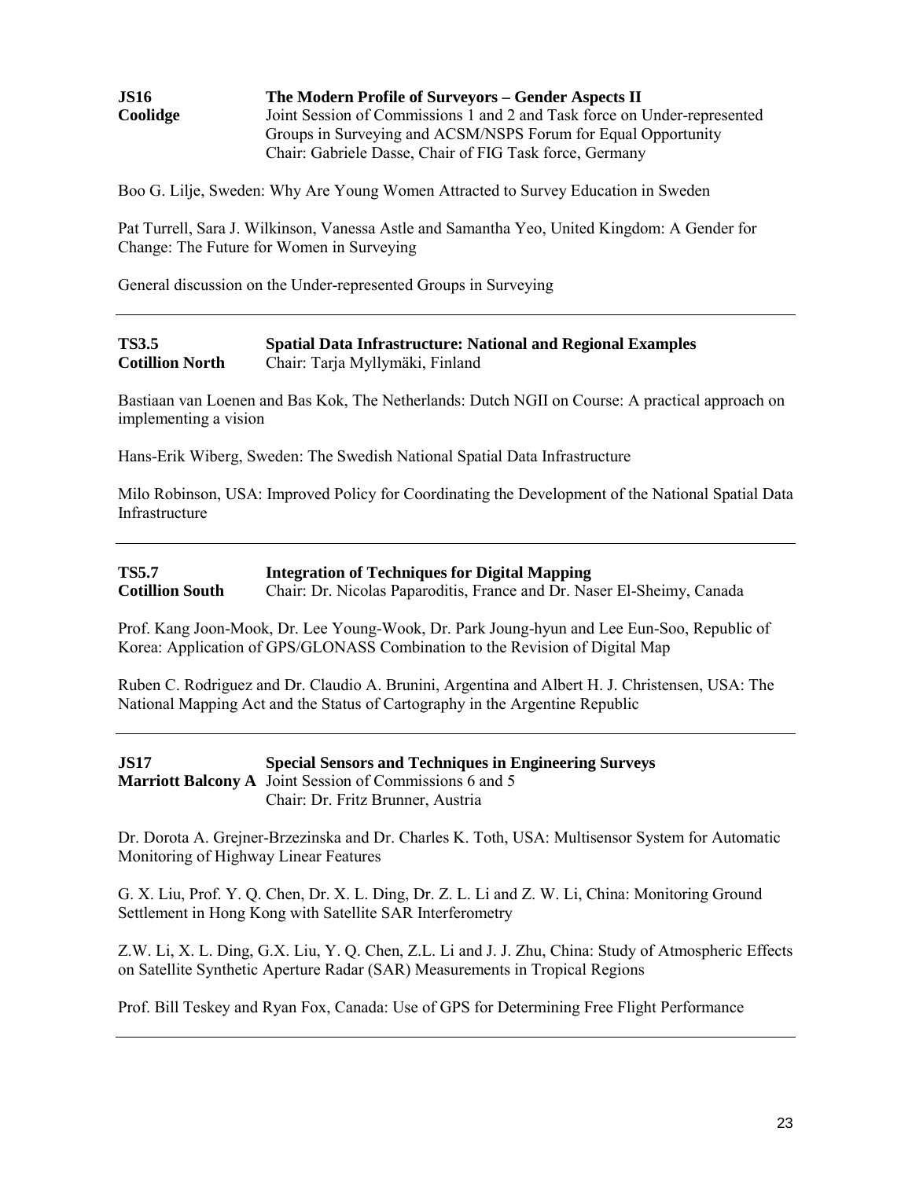**JS16** **The Modern Profile of Surveyors – Gender Aspects II**
**Coolidge** Joint Session of Commissions 1 and 2 and Task force on Under-represented Groups in Surveying and ACSM/NSPS Forum for Equal Opportunity
Chair: Gabriele Dasse, Chair of FIG Task force, Germany

Boo G. Lilje, Sweden: Why Are Young Women Attracted to Survey Education in Sweden

Pat Turrell, Sara J. Wilkinson, Vanessa Astle and Samantha Yeo, United Kingdom: A Gender for Change: The Future for Women in Surveying

General discussion on the Under-represented Groups in Surveying

---

**TS3.5** **Spatial Data Infrastructure: National and Regional Examples**
**Cotillion North** Chair: Tarja Myllymäki, Finland

Bastiaan van Loenen and Bas Kok, The Netherlands: Dutch NGII on Course: A practical approach on implementing a vision

Hans-Erik Wiberg, Sweden: The Swedish National Spatial Data Infrastructure

Milo Robinson, USA: Improved Policy for Coordinating the Development of the National Spatial Data Infrastructure

---

**TS5.7** **Integration of Techniques for Digital Mapping**
**Cotillion South** Chair: Dr. Nicolas Paparoditis, France and Dr. Naser El-Sheimy, Canada

Prof. Kang Joon-Mook, Dr. Lee Young-Wook, Dr. Park Joung-hyun and Lee Eun-Soo, Republic of Korea: Application of GPS/GLONASS Combination to the Revision of Digital Map

Ruben C. Rodriguez and Dr. Claudio A. Brunini, Argentina and Albert H. J. Christensen, USA: The National Mapping Act and the Status of Cartography in the Argentine Republic

---

**JS17** **Special Sensors and Techniques in Engineering Surveys**
**Marriott Balcony A** Joint Session of Commissions 6 and 5
Chair: Dr. Fritz Brunner, Austria

Dr. Dorota A. Grejner-Brzezinska and Dr. Charles K. Toth, USA: Multisensor System for Automatic Monitoring of Highway Linear Features

G. X. Liu, Prof. Y. Q. Chen, Dr. X. L. Ding, Dr. Z. L. Li and Z. W. Li, China: Monitoring Ground Settlement in Hong Kong with Satellite SAR Interferometry

Z.W. Li, X. L. Ding, G.X. Liu, Y. Q. Chen, Z.L. Li and J. J. Zhu, China: Study of Atmospheric Effects on Satellite Synthetic Aperture Radar (SAR) Measurements in Tropical Regions

Prof. Bill Teskey and Ryan Fox, Canada: Use of GPS for Determining Free Flight Performance

---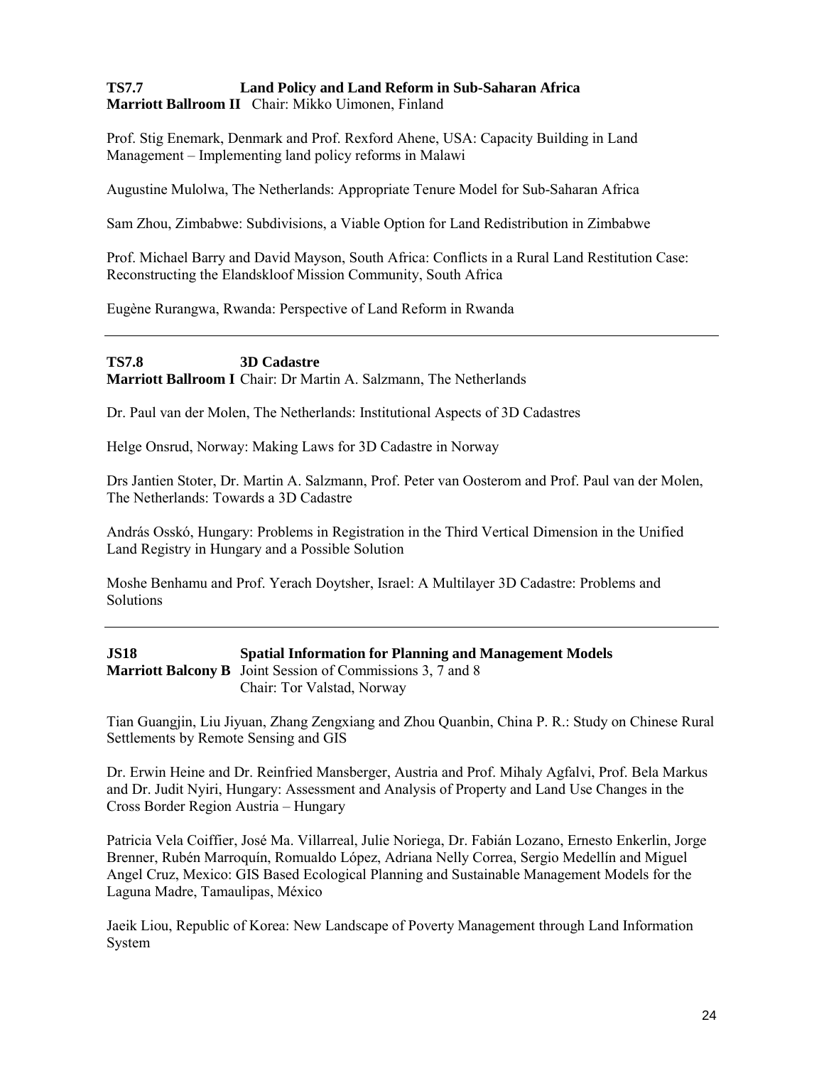**TS7.7 Land Policy and Land Reform in Sub-Saharan Africa**
**Marriott Ballroom II** Chair: Mikko Uimonen, Finland

Prof. Stig Enemark, Denmark and Prof. Rexford Ahene, USA: Capacity Building in Land Management – Implementing land policy reforms in Malawi

Augustine Mulolwa, The Netherlands: Appropriate Tenure Model for Sub-Saharan Africa

Sam Zhou, Zimbabwe: Subdivisions, a Viable Option for Land Redistribution in Zimbabwe

Prof. Michael Barry and David Mayson, South Africa: Conflicts in a Rural Land Restitution Case: Reconstructing the Elandskloof Mission Community, South Africa

Eugène Rurangwa, Rwanda: Perspective of Land Reform in Rwanda

---

**TS7.8 3D Cadastre**
**Marriott Ballroom I** Chair: Dr Martin A. Salzmann, The Netherlands

Dr. Paul van der Molen, The Netherlands: Institutional Aspects of 3D Cadastres

Helge Onsrud, Norway: Making Laws for 3D Cadastre in Norway

Drs Jantien Stoter, Dr. Martin A. Salzmann, Prof. Peter van Oosterom and Prof. Paul van der Molen, The Netherlands: Towards a 3D Cadastre

András Osskó, Hungary: Problems in Registration in the Third Vertical Dimension in the Unified Land Registry in Hungary and a Possible Solution

Moshe Benhamu and Prof. Yerach Doytsher, Israel: A Multilayer 3D Cadastre: Problems and Solutions

---

**JS18 Spatial Information for Planning and Management Models**
**Marriott Balcony B** Joint Session of Commissions 3, 7 and 8
Chair: Tor Valstad, Norway

Tian Guangjin, Liu Jiyuan, Zhang Zengxiang and Zhou Quanbin, China P. R.: Study on Chinese Rural Settlements by Remote Sensing and GIS

Dr. Erwin Heine and Dr. Reinfried Mansberger, Austria and Prof. Mihaly Agfalvi, Prof. Bela Markus and Dr. Judit Nyiri, Hungary: Assessment and Analysis of Property and Land Use Changes in the Cross Border Region Austria – Hungary

Patricia Vela Coiffier, José Ma. Villarreal, Julie Noriega, Dr. Fabián Lozano, Ernesto Enkerlin, Jorge Brenner, Rubén Marroquín, Romualdo López, Adriana Nelly Correa, Sergio Medellín and Miguel Angel Cruz, Mexico: GIS Based Ecological Planning and Sustainable Management Models for the Laguna Madre, Tamaulipas, México

Jaeik Liou, Republic of Korea: New Landscape of Poverty Management through Land Information System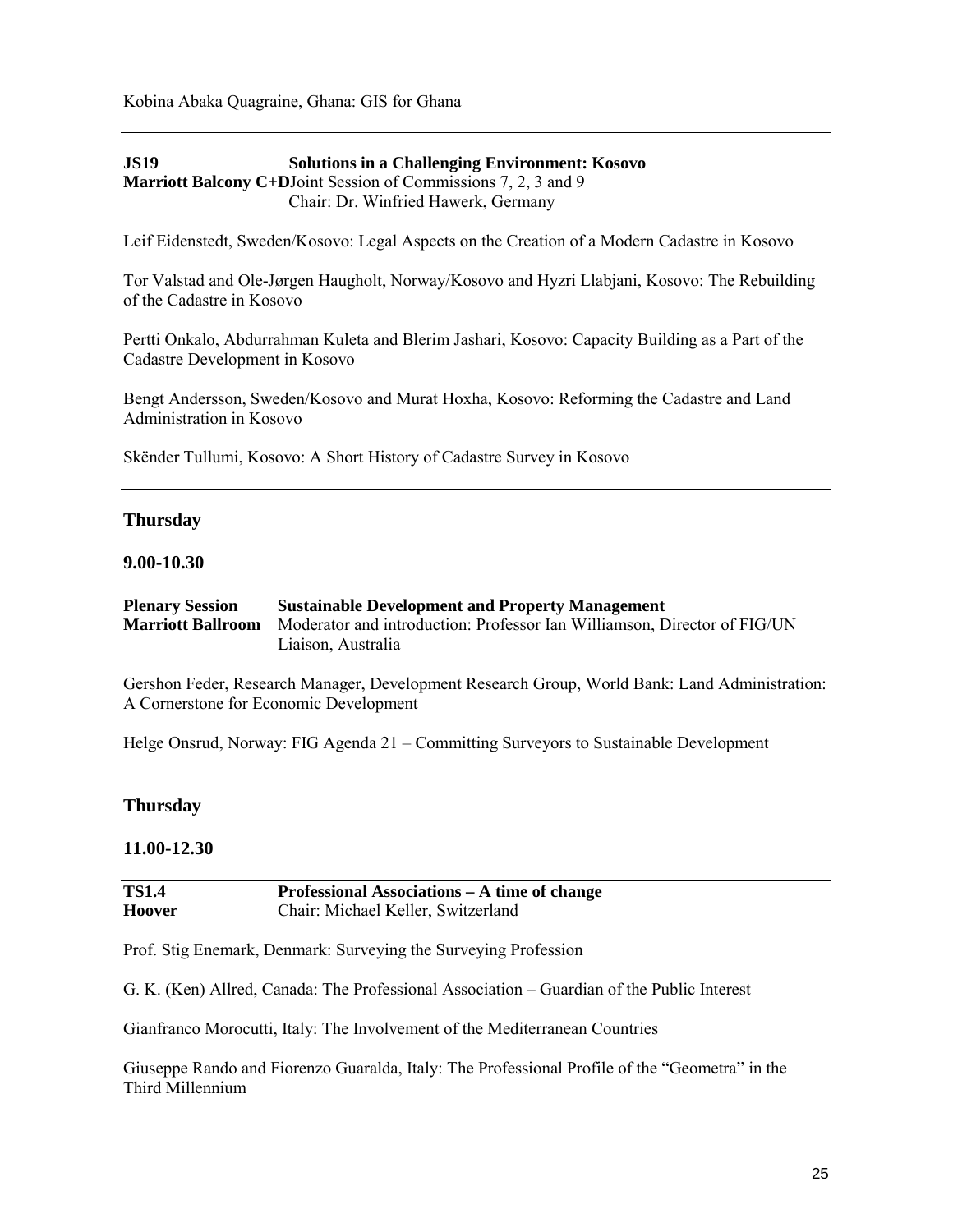Kobina Abaka Quagraine, Ghana: GIS for Ghana

---

**JS19** **Solutions in a Challenging Environment: Kosovo**
**Marriott Balcony C+D** Joint Session of Commissions 7, 2, 3 and 9
Chair: Dr. Winfried Hawerk, Germany

Leif Eidenstedt, Sweden/Kosovo: Legal Aspects on the Creation of a Modern Cadastre in Kosovo

Tor Valstad and Ole-Jørgen Haugholt, Norway/Kosovo and Hyzri Llabjani, Kosovo: The Rebuilding of the Cadastre in Kosovo

Pertti Onkalo, Abdurrahman Kuleta and Blerim Jashari, Kosovo: Capacity Building as a Part of the Cadastre Development in Kosovo

Bengt Andersson, Sweden/Kosovo and Murat Hoxha, Kosovo: Reforming the Cadastre and Land Administration in Kosovo

Skënder Tullumi, Kosovo: A Short History of Cadastre Survey in Kosovo

---

## Thursday

### 9.00-10.30

---

**Plenary Session** **Sustainable Development and Property Management**
**Marriott Ballroom** Moderator and introduction: Professor Ian Williamson, Director of FIG/UN Liaison, Australia

Gershon Feder, Research Manager, Development Research Group, World Bank: Land Administration: A Cornerstone for Economic Development

Helge Onsrud, Norway: FIG Agenda 21 – Committing Surveyors to Sustainable Development

---

## Thursday

### 11.00-12.30

---

**TS1.4** **Professional Associations – A time of change**
**Hoover** Chair: Michael Keller, Switzerland

Prof. Stig Enemark, Denmark: Surveying the Surveying Profession

G. K. (Ken) Allred, Canada: The Professional Association – Guardian of the Public Interest

Gianfranco Morocutti, Italy: The Involvement of the Mediterranean Countries

Giuseppe Rando and Fiorenzo Guaralda, Italy: The Professional Profile of the "Geometra" in the Third Millennium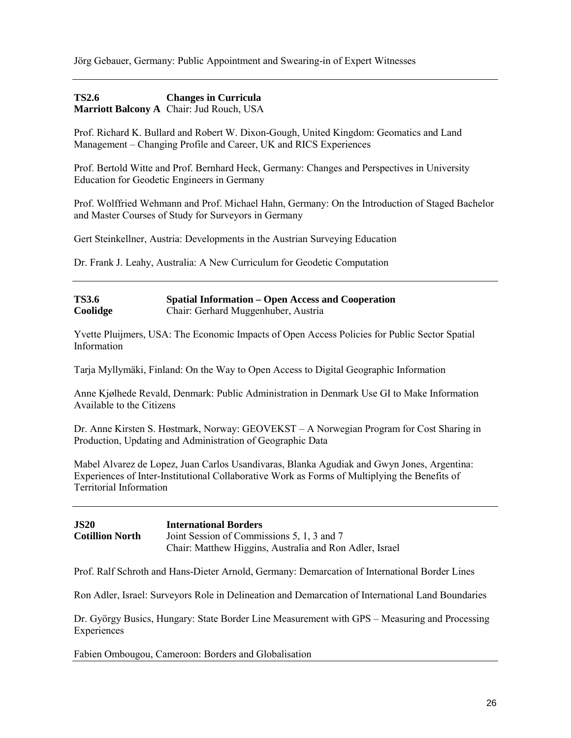Jörg Gebauer, Germany: Public Appointment and Swearing-in of Expert Witnesses

---

**TS2.6** **Changes in Curricula**
**Marriott Balcony A** Chair: Jud Rouch, USA

Prof. Richard K. Bullard and Robert W. Dixon-Gough, United Kingdom: Geomatics and Land Management – Changing Profile and Career, UK and RICS Experiences

Prof. Bertold Witte and Prof. Bernhard Heck, Germany: Changes and Perspectives in University Education for Geodetic Engineers in Germany

Prof. Wolffried Wehmann and Prof. Michael Hahn, Germany: On the Introduction of Staged Bachelor and Master Courses of Study for Surveyors in Germany

Gert Steinkellner, Austria: Developments in the Austrian Surveying Education

Dr. Frank J. Leahy, Australia: A New Curriculum for Geodetic Computation

---

**TS3.6** **Spatial Information – Open Access and Cooperation**
**Coolidge** Chair: Gerhard Muggenhuber, Austria

Yvette Pluijmers, USA: The Economic Impacts of Open Access Policies for Public Sector Spatial Information

Tarja Myllymäki, Finland: On the Way to Open Access to Digital Geographic Information

Anne Kjølhede Revald, Denmark: Public Administration in Denmark Use GI to Make Information Available to the Citizens

Dr. Anne Kirsten S. Høstmark, Norway: GEOVEKST – A Norwegian Program for Cost Sharing in Production, Updating and Administration of Geographic Data

Mabel Alvarez de Lopez, Juan Carlos Usandivaras, Blanka Agudiak and Gwyn Jones, Argentina: Experiences of Inter-Institutional Collaborative Work as Forms of Multiplying the Benefits of Territorial Information

---

**JS20** **International Borders**
**Cotillion North** Joint Session of Commissions 5, 1, 3 and 7
Chair: Matthew Higgins, Australia and Ron Adler, Israel

Prof. Ralf Schroth and Hans-Dieter Arnold, Germany: Demarcation of International Border Lines

Ron Adler, Israel: Surveyors Role in Delineation and Demarcation of International Land Boundaries

Dr. György Busics, Hungary: State Border Line Measurement with GPS – Measuring and Processing Experiences

Fabien Ombougou, Cameroon: Borders and Globalisation

---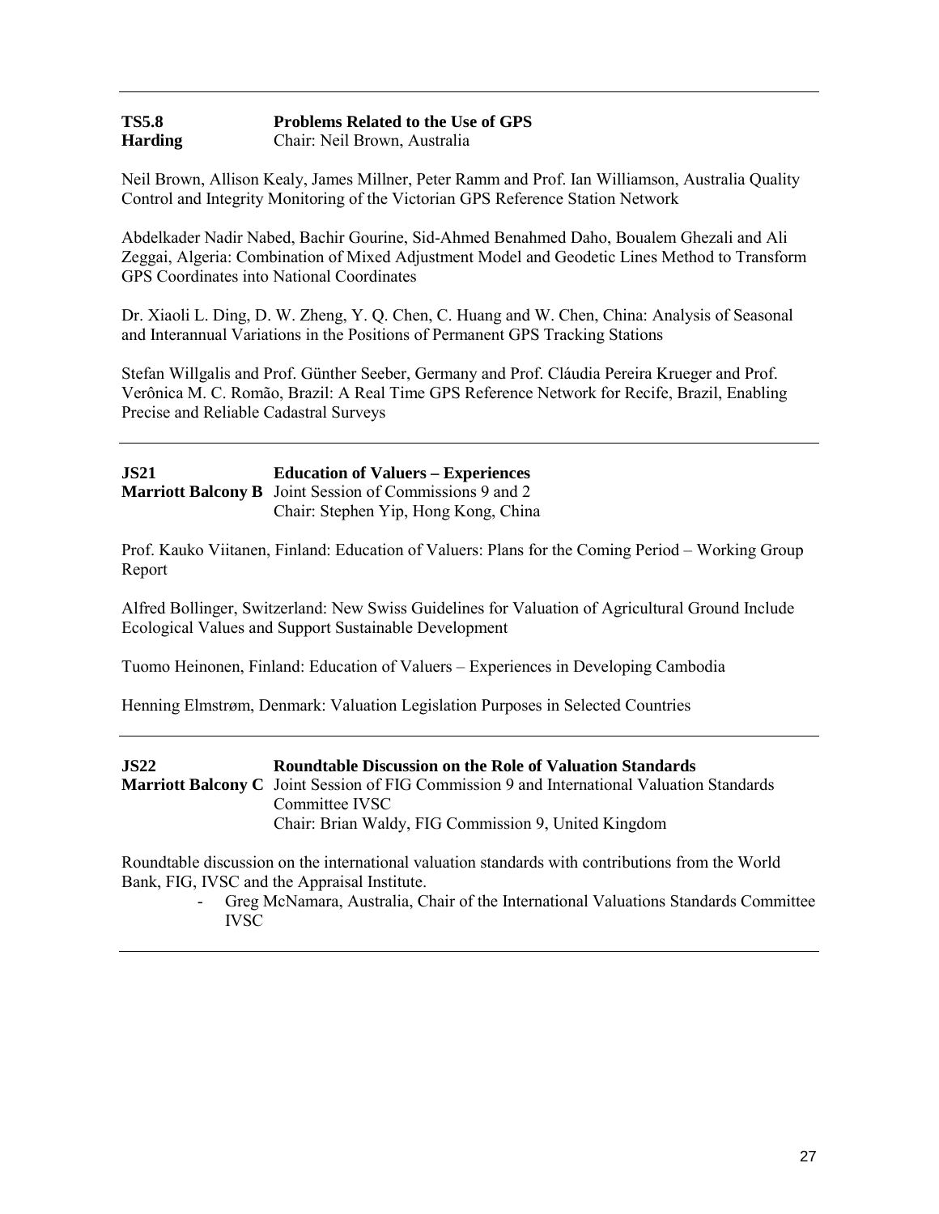---

**TS5.8** **Problems Related to the Use of GPS**
**Harding** Chair: Neil Brown, Australia

Neil Brown, Allison Kealy, James Millner, Peter Ramm and Prof. Ian Williamson, Australia Quality Control and Integrity Monitoring of the Victorian GPS Reference Station Network

Abdelkader Nadir Nabed, Bachir Gourine, Sid-Ahmed Benahmed Daho, Boualem Ghezali and Ali Zeggai, Algeria: Combination of Mixed Adjustment Model and Geodetic Lines Method to Transform GPS Coordinates into National Coordinates

Dr. Xiaoli L. Ding, D. W. Zheng, Y. Q. Chen, C. Huang and W. Chen, China: Analysis of Seasonal and Interannual Variations in the Positions of Permanent GPS Tracking Stations

Stefan Willgalis and Prof. Günther Seeber, Germany and Prof. Cláudia Pereira Krueger and Prof. Verônica M. C. Romão, Brazil: A Real Time GPS Reference Network for Recife, Brazil, Enabling Precise and Reliable Cadastral Surveys

---

**JS21** **Education of Valuers – Experiences**
**Marriott Balcony B** Joint Session of Commissions 9 and 2
Chair: Stephen Yip, Hong Kong, China

Prof. Kauko Viitanen, Finland: Education of Valuers: Plans for the Coming Period – Working Group Report

Alfred Bollinger, Switzerland: New Swiss Guidelines for Valuation of Agricultural Ground Include Ecological Values and Support Sustainable Development

Tuomo Heinonen, Finland: Education of Valuers – Experiences in Developing Cambodia

Henning Elmstrøm, Denmark: Valuation Legislation Purposes in Selected Countries

---

**JS22** **Roundtable Discussion on the Role of Valuation Standards**
**Marriott Balcony C** Joint Session of FIG Commission 9 and International Valuation Standards Committee IVSC
Chair: Brian Waldy, FIG Commission 9, United Kingdom

Roundtable discussion on the international valuation standards with contributions from the World Bank, FIG, IVSC and the Appraisal Institute.

- Greg McNamara, Australia, Chair of the International Valuations Standards Committee IVSC

---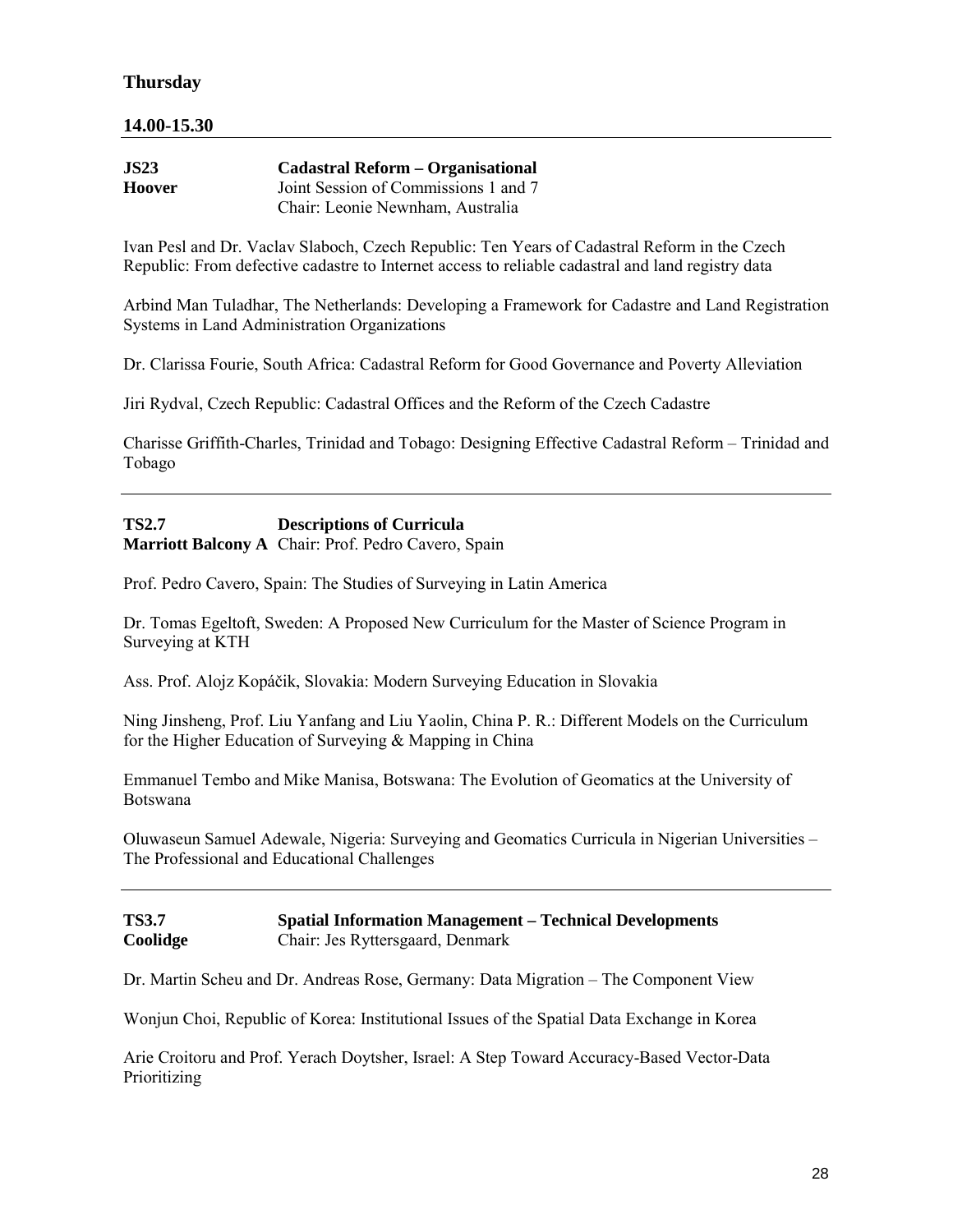**Thursday**

**14.00-15.30**

---

**JS23** **Cadastral Reform – Organisational**
**Hoover** Joint Session of Commissions 1 and 7
Chair: Leonie Newnham, Australia

Ivan Pesl and Dr. Vaclav Slaboch, Czech Republic: Ten Years of Cadastral Reform in the Czech Republic: From defective cadastre to Internet access to reliable cadastral and land registry data

Arbind Man Tuladhar, The Netherlands: Developing a Framework for Cadastre and Land Registration Systems in Land Administration Organizations

Dr. Clarissa Fourie, South Africa: Cadastral Reform for Good Governance and Poverty Alleviation

Jiri Rydval, Czech Republic: Cadastral Offices and the Reform of the Czech Cadastre

Charisse Griffith-Charles, Trinidad and Tobago: Designing Effective Cadastral Reform – Trinidad and Tobago

---

**TS2.7** **Descriptions of Curricula**
**Marriott Balcony A** Chair: Prof. Pedro Cavero, Spain

Prof. Pedro Cavero, Spain: The Studies of Surveying in Latin America

Dr. Tomas Egeltoft, Sweden: A Proposed New Curriculum for the Master of Science Program in Surveying at KTH

Ass. Prof. Alojz Kopáčik, Slovakia: Modern Surveying Education in Slovakia

Ning Jinsheng, Prof. Liu Yanfang and Liu Yaolin, China P. R.: Different Models on the Curriculum for the Higher Education of Surveying & Mapping in China

Emmanuel Tembo and Mike Manisa, Botswana: The Evolution of Geomatics at the University of Botswana

Oluwaseun Samuel Adewale, Nigeria: Surveying and Geomatics Curricula in Nigerian Universities – The Professional and Educational Challenges

---

**TS3.7** **Spatial Information Management – Technical Developments**
**Coolidge** Chair: Jes Ryttersgaard, Denmark

Dr. Martin Scheu and Dr. Andreas Rose, Germany: Data Migration – The Component View

Wonjun Choi, Republic of Korea: Institutional Issues of the Spatial Data Exchange in Korea

Arie Croitoru and Prof. Yerach Doytsher, Israel: A Step Toward Accuracy-Based Vector-Data Prioritizing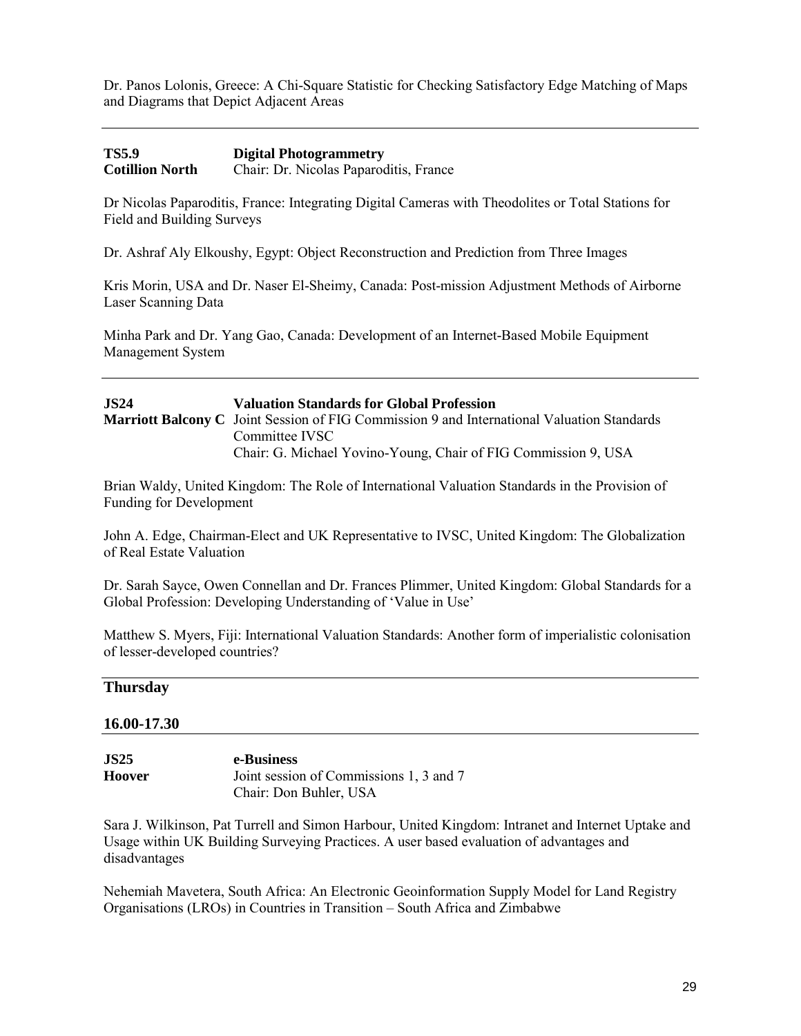Dr. Panos Lolonis, Greece: A Chi-Square Statistic for Checking Satisfactory Edge Matching of Maps and Diagrams that Depict Adjacent Areas

---

**TS5.9** **Digital Photogrammetry**
**Cotillion North** Chair: Dr. Nicolas Paparoditis, France

Dr Nicolas Paparoditis, France: Integrating Digital Cameras with Theodolites or Total Stations for Field and Building Surveys

Dr. Ashraf Aly Elkoushy, Egypt: Object Reconstruction and Prediction from Three Images

Kris Morin, USA and Dr. Naser El-Sheimy, Canada: Post-mission Adjustment Methods of Airborne Laser Scanning Data

Minha Park and Dr. Yang Gao, Canada: Development of an Internet-Based Mobile Equipment Management System

---

**JS24** **Valuation Standards for Global Profession**
**Marriott Balcony C** Joint Session of FIG Commission 9 and International Valuation Standards Committee IVSC
Chair: G. Michael Yovino-Young, Chair of FIG Commission 9, USA

Brian Waldy, United Kingdom: The Role of International Valuation Standards in the Provision of Funding for Development

John A. Edge, Chairman-Elect and UK Representative to IVSC, United Kingdom: The Globalization of Real Estate Valuation

Dr. Sarah Sayce, Owen Connellan and Dr. Frances Plimmer, United Kingdom: Global Standards for a Global Profession: Developing Understanding of 'Value in Use'

Matthew S. Myers, Fiji: International Valuation Standards: Another form of imperialistic colonisation of lesser-developed countries?

---

## Thursday

## 16.00-17.30

---

**JS25** **e-Business**
**Hoover** Joint session of Commissions 1, 3 and 7
Chair: Don Buhler, USA

Sara J. Wilkinson, Pat Turrell and Simon Harbour, United Kingdom: Intranet and Internet Uptake and Usage within UK Building Surveying Practices. A user based evaluation of advantages and disadvantages

Nehemiah Mavetera, South Africa: An Electronic Geoinformation Supply Model for Land Registry Organisations (LROs) in Countries in Transition – South Africa and Zimbabwe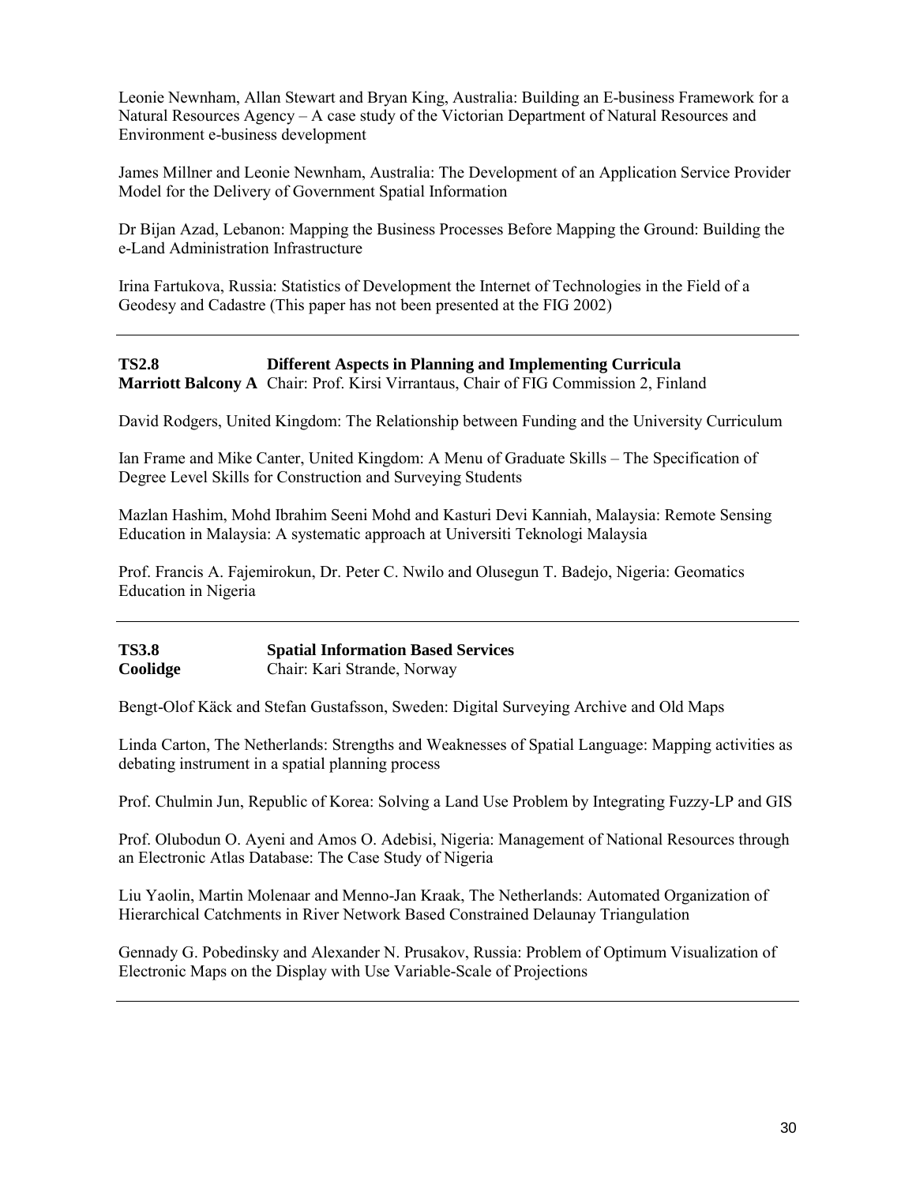Leonie Newnham, Allan Stewart and Bryan King, Australia: Building an E-business Framework for a Natural Resources Agency – A case study of the Victorian Department of Natural Resources and Environment e-business development

James Millner and Leonie Newnham, Australia: The Development of an Application Service Provider Model for the Delivery of Government Spatial Information

Dr Bijan Azad, Lebanon: Mapping the Business Processes Before Mapping the Ground: Building the e-Land Administration Infrastructure

Irina Fartukova, Russia: Statistics of Development the Internet of Technologies in the Field of a Geodesy and Cadastre (This paper has not been presented at the FIG 2002)

---

**TS2.8** **Different Aspects in Planning and Implementing Curricula**
**Marriott Balcony A** Chair: Prof. Kirsi Virrantaus, Chair of FIG Commission 2, Finland

David Rodgers, United Kingdom: The Relationship between Funding and the University Curriculum

Ian Frame and Mike Canter, United Kingdom: A Menu of Graduate Skills – The Specification of Degree Level Skills for Construction and Surveying Students

Mazlan Hashim, Mohd Ibrahim Seeni Mohd and Kasturi Devi Kanniah, Malaysia: Remote Sensing Education in Malaysia: A systematic approach at Universiti Teknologi Malaysia

Prof. Francis A. Fajemirokun, Dr. Peter C. Nwilo and Olusegun T. Badejo, Nigeria: Geomatics Education in Nigeria

---

**TS3.8** **Spatial Information Based Services**
**Coolidge** Chair: Kari Strande, Norway

Bengt-Olof Käck and Stefan Gustafsson, Sweden: Digital Surveying Archive and Old Maps

Linda Carton, The Netherlands: Strengths and Weaknesses of Spatial Language: Mapping activities as debating instrument in a spatial planning process

Prof. Chulmin Jun, Republic of Korea: Solving a Land Use Problem by Integrating Fuzzy-LP and GIS

Prof. Olubodun O. Ayeni and Amos O. Adebisi, Nigeria: Management of National Resources through an Electronic Atlas Database: The Case Study of Nigeria

Liu Yaolin, Martin Molenaar and Menno-Jan Kraak, The Netherlands: Automated Organization of Hierarchical Catchments in River Network Based Constrained Delaunay Triangulation

Gennady G. Pobedinsky and Alexander N. Prusakov, Russia: Problem of Optimum Visualization of Electronic Maps on the Display with Use Variable-Scale of Projections

---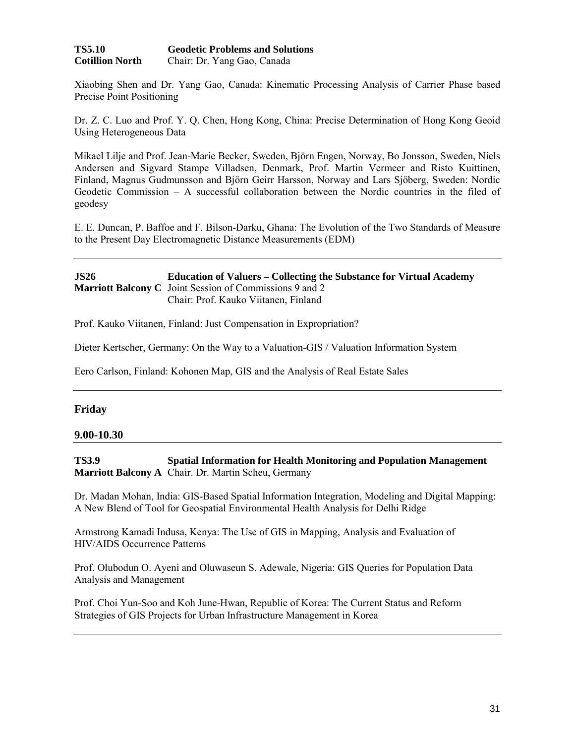**TS5.10** **Geodetic Problems and Solutions**
**Cotillion North** Chair: Dr. Yang Gao, Canada

Xiaobing Shen and Dr. Yang Gao, Canada: Kinematic Processing Analysis of Carrier Phase based Precise Point Positioning

Dr. Z. C. Luo and Prof. Y. Q. Chen, Hong Kong, China: Precise Determination of Hong Kong Geoid Using Heterogeneous Data

Mikael Lilje and Prof. Jean-Marie Becker, Sweden, Björn Engen, Norway, Bo Jonsson, Sweden, Niels Andersen and Sigvard Stampe Villadsen, Denmark, Prof. Martin Vermeer and Risto Kuittinen, Finland, Magnus Gudmunsson and Björn Geirr Harsson, Norway and Lars Sjöberg, Sweden: Nordic Geodetic Commission – A successful collaboration between the Nordic countries in the filed of geodesy

E. E. Duncan, P. Baffoe and F. Bilson-Darku, Ghana: The Evolution of the Two Standards of Measure to the Present Day Electromagnetic Distance Measurements (EDM)

---

**JS26** **Education of Valuers – Collecting the Substance for Virtual Academy**
**Marriott Balcony C** Joint Session of Commissions 9 and 2
Chair: Prof. Kauko Viitanen, Finland

Prof. Kauko Viitanen, Finland: Just Compensation in Expropriation?

Dieter Kertscher, Germany: On the Way to a Valuation-GIS / Valuation Information System

Eero Carlson, Finland: Kohonen Map, GIS and the Analysis of Real Estate Sales

---

## Friday

### 9.00-10.30

---

**TS3.9** **Spatial Information for Health Monitoring and Population Management**
**Marriott Balcony A** Chair. Dr. Martin Scheu, Germany

Dr. Madan Mohan, India: GIS-Based Spatial Information Integration, Modeling and Digital Mapping: A New Blend of Tool for Geospatial Environmental Health Analysis for Delhi Ridge

Armstrong Kamadi Indusa, Kenya: The Use of GIS in Mapping, Analysis and Evaluation of HIV/AIDS Occurrence Patterns

Prof. Olubodun O. Ayeni and Oluwaseun S. Adewale, Nigeria: GIS Queries for Population Data Analysis and Management

Prof. Choi Yun-Soo and Koh June-Hwan, Republic of Korea: The Current Status and Reform Strategies of GIS Projects for Urban Infrastructure Management in Korea

---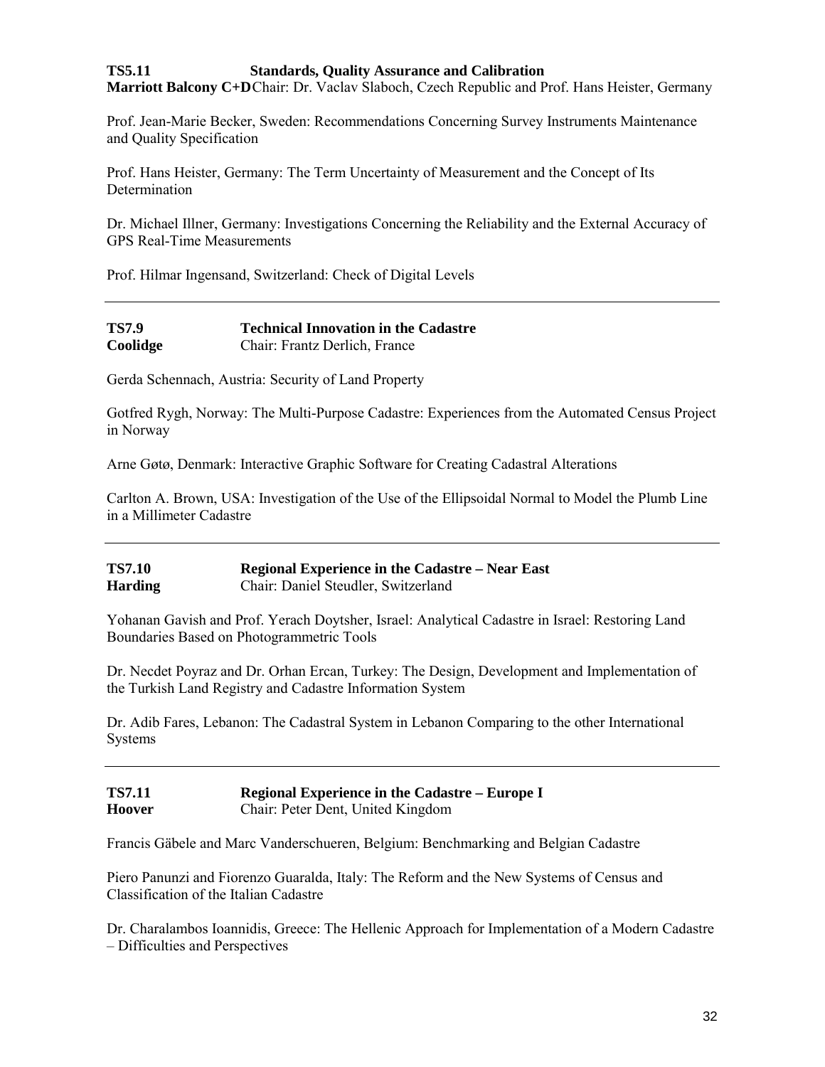**TS5.11 Standards, Quality Assurance and Calibration**
**Marriott Balcony C+D** Chair: Dr. Vaclav Slaboch, Czech Republic and Prof. Hans Heister, Germany

Prof. Jean-Marie Becker, Sweden: Recommendations Concerning Survey Instruments Maintenance and Quality Specification

Prof. Hans Heister, Germany: The Term Uncertainty of Measurement and the Concept of Its Determination

Dr. Michael Illner, Germany: Investigations Concerning the Reliability and the External Accuracy of GPS Real-Time Measurements

Prof. Hilmar Ingensand, Switzerland: Check of Digital Levels

---

**TS7.9 Technical Innovation in the Cadastre**
**Coolidge** Chair: Frantz Derlich, France

Gerda Schennach, Austria: Security of Land Property

Gotfred Rygh, Norway: The Multi-Purpose Cadastre: Experiences from the Automated Census Project in Norway

Arne Gøtø, Denmark: Interactive Graphic Software for Creating Cadastral Alterations

Carlton A. Brown, USA: Investigation of the Use of the Ellipsoidal Normal to Model the Plumb Line in a Millimeter Cadastre

---

**TS7.10 Regional Experience in the Cadastre – Near East**
**Harding** Chair: Daniel Steudler, Switzerland

Yohanan Gavish and Prof. Yerach Doytsher, Israel: Analytical Cadastre in Israel: Restoring Land Boundaries Based on Photogrammetric Tools

Dr. Necdet Poyraz and Dr. Orhan Ercan, Turkey: The Design, Development and Implementation of the Turkish Land Registry and Cadastre Information System

Dr. Adib Fares, Lebanon: The Cadastral System in Lebanon Comparing to the other International Systems

---

**TS7.11 Regional Experience in the Cadastre – Europe I**
**Hoover** Chair: Peter Dent, United Kingdom

Francis Gäbele and Marc Vanderschueren, Belgium: Benchmarking and Belgian Cadastre

Piero Panunzi and Fiorenzo Guaralda, Italy: The Reform and the New Systems of Census and Classification of the Italian Cadastre

Dr. Charalambos Ioannidis, Greece: The Hellenic Approach for Implementation of a Modern Cadastre – Difficulties and Perspectives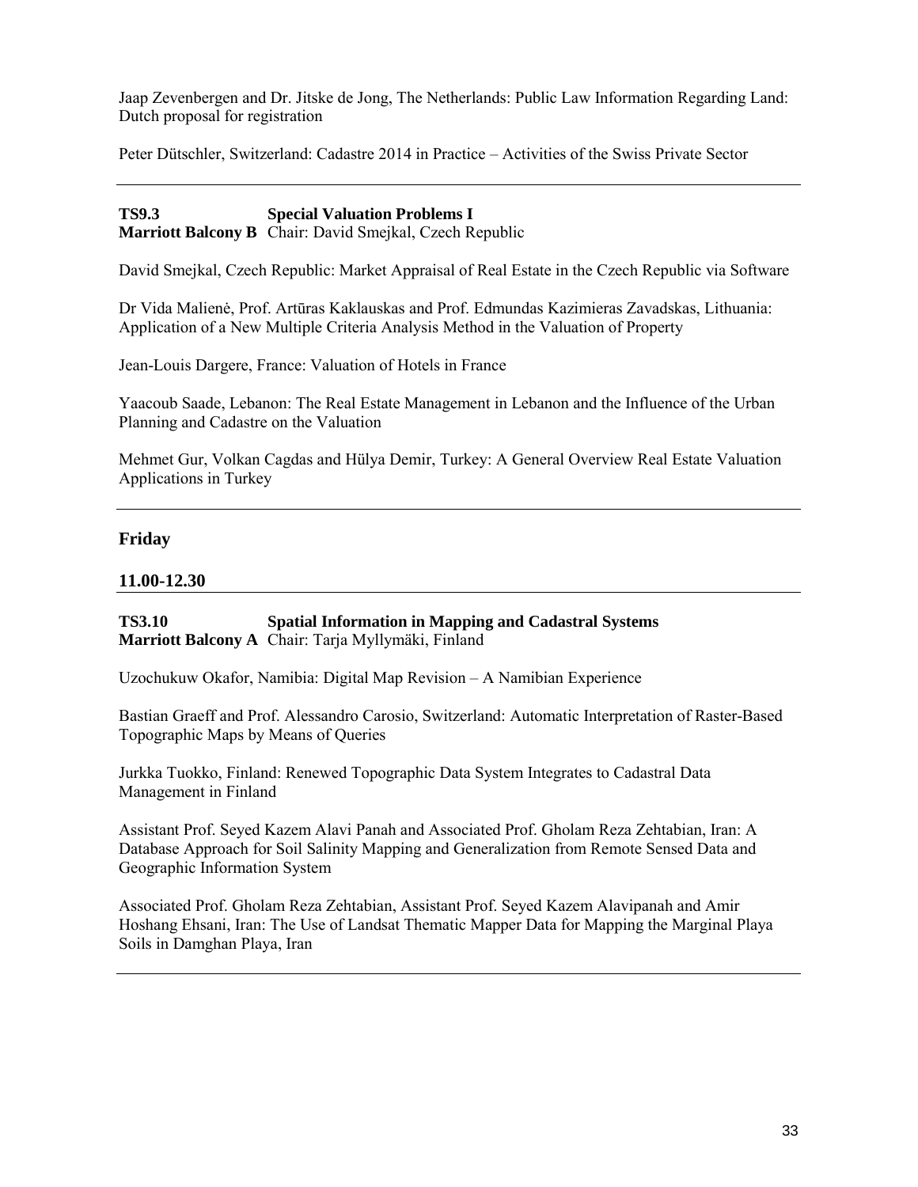Jaap Zevenbergen and Dr. Jitske de Jong, The Netherlands: Public Law Information Regarding Land: Dutch proposal for registration

Peter Dütschler, Switzerland: Cadastre 2014 in Practice – Activities of the Swiss Private Sector

---

**TS9.3** **Special Valuation Problems I**
**Marriott Balcony B** Chair: David Smejkal, Czech Republic

David Smejkal, Czech Republic: Market Appraisal of Real Estate in the Czech Republic via Software

Dr Vida Malienė, Prof. Artūras Kaklauskas and Prof. Edmundas Kazimieras Zavadskas, Lithuania: Application of a New Multiple Criteria Analysis Method in the Valuation of Property

Jean-Louis Dargere, France: Valuation of Hotels in France

Yaacoub Saade, Lebanon: The Real Estate Management in Lebanon and the Influence of the Urban Planning and Cadastre on the Valuation

Mehmet Gur, Volkan Cagdas and Hülya Demir, Turkey: A General Overview Real Estate Valuation Applications in Turkey

---

## Friday

### 11.00-12.30

**TS3.10** **Spatial Information in Mapping and Cadastral Systems**
**Marriott Balcony A** Chair: Tarja Myllymäki, Finland

Uzochukuw Okafor, Namibia: Digital Map Revision – A Namibian Experience

Bastian Graeff and Prof. Alessandro Carosio, Switzerland: Automatic Interpretation of Raster-Based Topographic Maps by Means of Queries

Jurkka Tuokko, Finland: Renewed Topographic Data System Integrates to Cadastral Data Management in Finland

Assistant Prof. Seyed Kazem Alavi Panah and Associated Prof. Gholam Reza Zehtabian, Iran: A Database Approach for Soil Salinity Mapping and Generalization from Remote Sensed Data and Geographic Information System

Associated Prof. Gholam Reza Zehtabian, Assistant Prof. Seyed Kazem Alavipanah and Amir Hoshang Ehsani, Iran: The Use of Landsat Thematic Mapper Data for Mapping the Marginal Playa Soils in Damghan Playa, Iran

---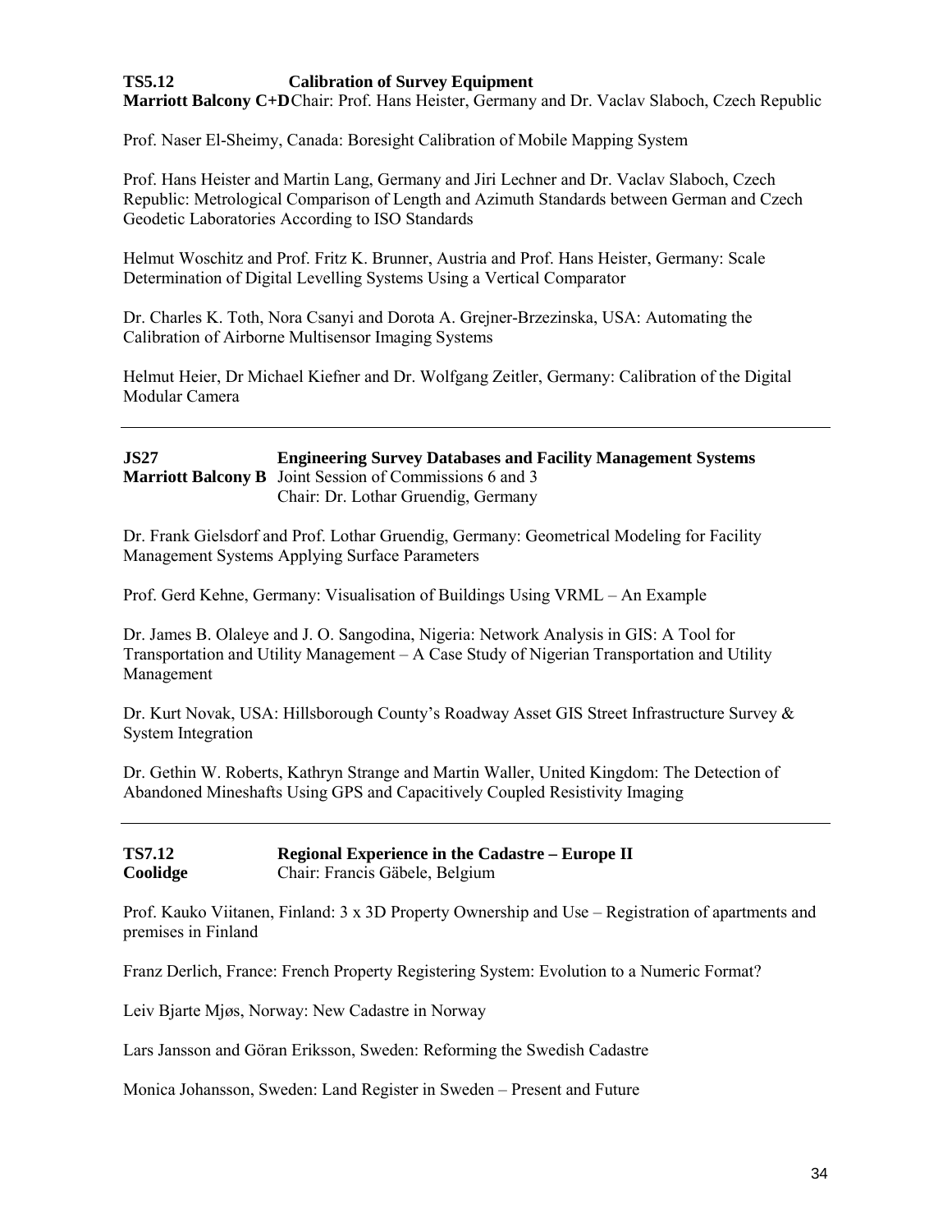**TS5.12 Calibration of Survey Equipment**
**Marriott Balcony C+D** Chair: Prof. Hans Heister, Germany and Dr. Vaclav Slaboch, Czech Republic

Prof. Naser El-Sheimy, Canada: Boresight Calibration of Mobile Mapping System

Prof. Hans Heister and Martin Lang, Germany and Jiri Lechner and Dr. Vaclav Slaboch, Czech Republic: Metrological Comparison of Length and Azimuth Standards between German and Czech Geodetic Laboratories According to ISO Standards

Helmut Woschitz and Prof. Fritz K. Brunner, Austria and Prof. Hans Heister, Germany: Scale Determination of Digital Levelling Systems Using a Vertical Comparator

Dr. Charles K. Toth, Nora Csanyi and Dorota A. Grejner-Brzezinska, USA: Automating the Calibration of Airborne Multisensor Imaging Systems

Helmut Heier, Dr Michael Kiefner and Dr. Wolfgang Zeitler, Germany: Calibration of the Digital Modular Camera

---

**JS27 Engineering Survey Databases and Facility Management Systems**
**Marriott Balcony B** Joint Session of Commissions 6 and 3
Chair: Dr. Lothar Gruendig, Germany

Dr. Frank Gielsdorf and Prof. Lothar Gruendig, Germany: Geometrical Modeling for Facility Management Systems Applying Surface Parameters

Prof. Gerd Kehne, Germany: Visualisation of Buildings Using VRML – An Example

Dr. James B. Olaleye and J. O. Sangodina, Nigeria: Network Analysis in GIS: A Tool for Transportation and Utility Management – A Case Study of Nigerian Transportation and Utility Management

Dr. Kurt Novak, USA: Hillsborough County's Roadway Asset GIS Street Infrastructure Survey & System Integration

Dr. Gethin W. Roberts, Kathryn Strange and Martin Waller, United Kingdom: The Detection of Abandoned Mineshafts Using GPS and Capacitively Coupled Resistivity Imaging

---

**TS7.12 Regional Experience in the Cadastre – Europe II**
**Coolidge** Chair: Francis Gäbele, Belgium

Prof. Kauko Viitanen, Finland: 3 x 3D Property Ownership and Use – Registration of apartments and premises in Finland

Franz Derlich, France: French Property Registering System: Evolution to a Numeric Format?

Leiv Bjarte Mjøs, Norway: New Cadastre in Norway

Lars Jansson and Göran Eriksson, Sweden: Reforming the Swedish Cadastre

Monica Johansson, Sweden: Land Register in Sweden – Present and Future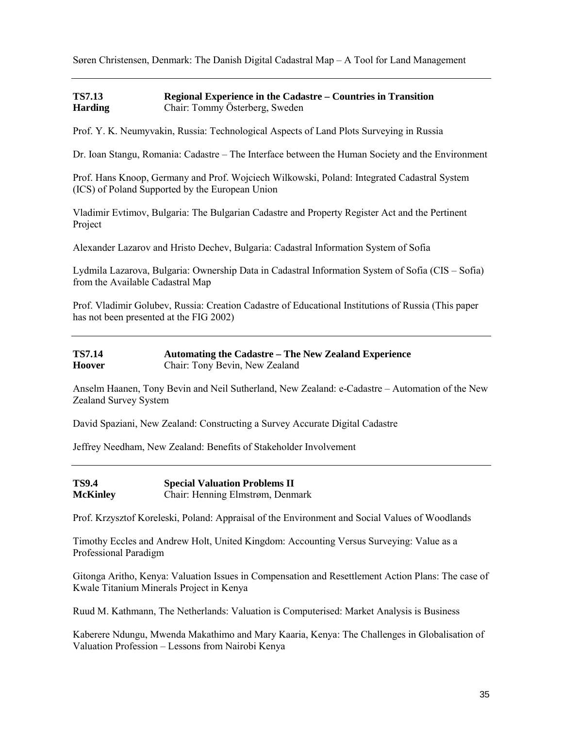Søren Christensen, Denmark: The Danish Digital Cadastral Map – A Tool for Land Management

---

**TS7.13 Regional Experience in the Cadastre – Countries in Transition**
**Harding** Chair: Tommy Österberg, Sweden

Prof. Y. K. Neumyvakin, Russia: Technological Aspects of Land Plots Surveying in Russia

Dr. Ioan Stangu, Romania: Cadastre – The Interface between the Human Society and the Environment

Prof. Hans Knoop, Germany and Prof. Wojciech Wilkowski, Poland: Integrated Cadastral System (ICS) of Poland Supported by the European Union

Vladimir Evtimov, Bulgaria: The Bulgarian Cadastre and Property Register Act and the Pertinent Project

Alexander Lazarov and Hristo Dechev, Bulgaria: Cadastral Information System of Sofia

Lydmila Lazarova, Bulgaria: Ownership Data in Cadastral Information System of Sofia (CIS – Sofia) from the Available Cadastral Map

Prof. Vladimir Golubev, Russia: Creation Cadastre of Educational Institutions of Russia (This paper has not been presented at the FIG 2002)

---

**TS7.14 Automating the Cadastre – The New Zealand Experience**
**Hoover** Chair: Tony Bevin, New Zealand

Anselm Haanen, Tony Bevin and Neil Sutherland, New Zealand: e-Cadastre – Automation of the New Zealand Survey System

David Spaziani, New Zealand: Constructing a Survey Accurate Digital Cadastre

Jeffrey Needham, New Zealand: Benefits of Stakeholder Involvement

---

**TS9.4 Special Valuation Problems II**
**McKinley** Chair: Henning Elmstrøm, Denmark

Prof. Krzysztof Koreleski, Poland: Appraisal of the Environment and Social Values of Woodlands

Timothy Eccles and Andrew Holt, United Kingdom: Accounting Versus Surveying: Value as a Professional Paradigm

Gitonga Aritho, Kenya: Valuation Issues in Compensation and Resettlement Action Plans: The case of Kwale Titanium Minerals Project in Kenya

Ruud M. Kathmann, The Netherlands: Valuation is Computerised: Market Analysis is Business

Kaberere Ndungu, Mwenda Makathimo and Mary Kaaria, Kenya: The Challenges in Globalisation of Valuation Profession – Lessons from Nairobi Kenya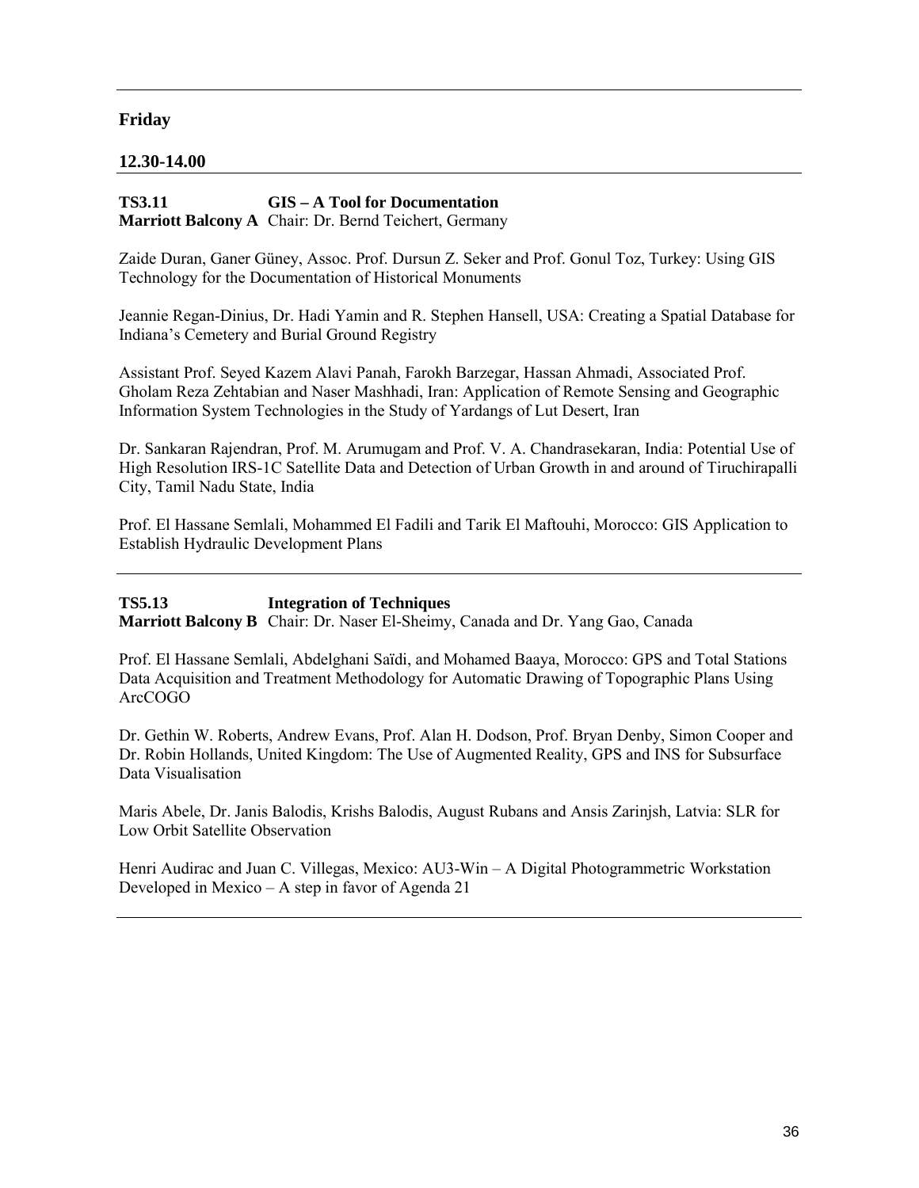## Friday

### 12.30-14.00

**TS3.11** **GIS – A Tool for Documentation**
**Marriott Balcony A** Chair: Dr. Bernd Teichert, Germany

Zaide Duran, Ganer Güney, Assoc. Prof. Dursun Z. Seker and Prof. Gonul Toz, Turkey: Using GIS Technology for the Documentation of Historical Monuments

Jeannie Regan-Dinius, Dr. Hadi Yamin and R. Stephen Hansell, USA: Creating a Spatial Database for Indiana's Cemetery and Burial Ground Registry

Assistant Prof. Seyed Kazem Alavi Panah, Farokh Barzegar, Hassan Ahmadi, Associated Prof. Gholam Reza Zehtabian and Naser Mashhadi, Iran: Application of Remote Sensing and Geographic Information System Technologies in the Study of Yardangs of Lut Desert, Iran

Dr. Sankaran Rajendran, Prof. M. Arumugam and Prof. V. A. Chandrasekaran, India: Potential Use of High Resolution IRS-1C Satellite Data and Detection of Urban Growth in and around of Tiruchirapalli City, Tamil Nadu State, India

Prof. El Hassane Semlali, Mohammed El Fadili and Tarik El Maftouhi, Morocco: GIS Application to Establish Hydraulic Development Plans

---

**TS5.13** **Integration of Techniques**
**Marriott Balcony B** Chair: Dr. Naser El-Sheimy, Canada and Dr. Yang Gao, Canada

Prof. El Hassane Semlali, Abdelghani Saïdi, and Mohamed Baaya, Morocco: GPS and Total Stations Data Acquisition and Treatment Methodology for Automatic Drawing of Topographic Plans Using ArcCOGO

Dr. Gethin W. Roberts, Andrew Evans, Prof. Alan H. Dodson, Prof. Bryan Denby, Simon Cooper and Dr. Robin Hollands, United Kingdom: The Use of Augmented Reality, GPS and INS for Subsurface Data Visualisation

Maris Abele, Dr. Janis Balodis, Krishs Balodis, August Rubans and Ansis Zarinjsh, Latvia: SLR for Low Orbit Satellite Observation

Henri Audirac and Juan C. Villegas, Mexico: AU3-Win – A Digital Photogrammetric Workstation Developed in Mexico – A step in favor of Agenda 21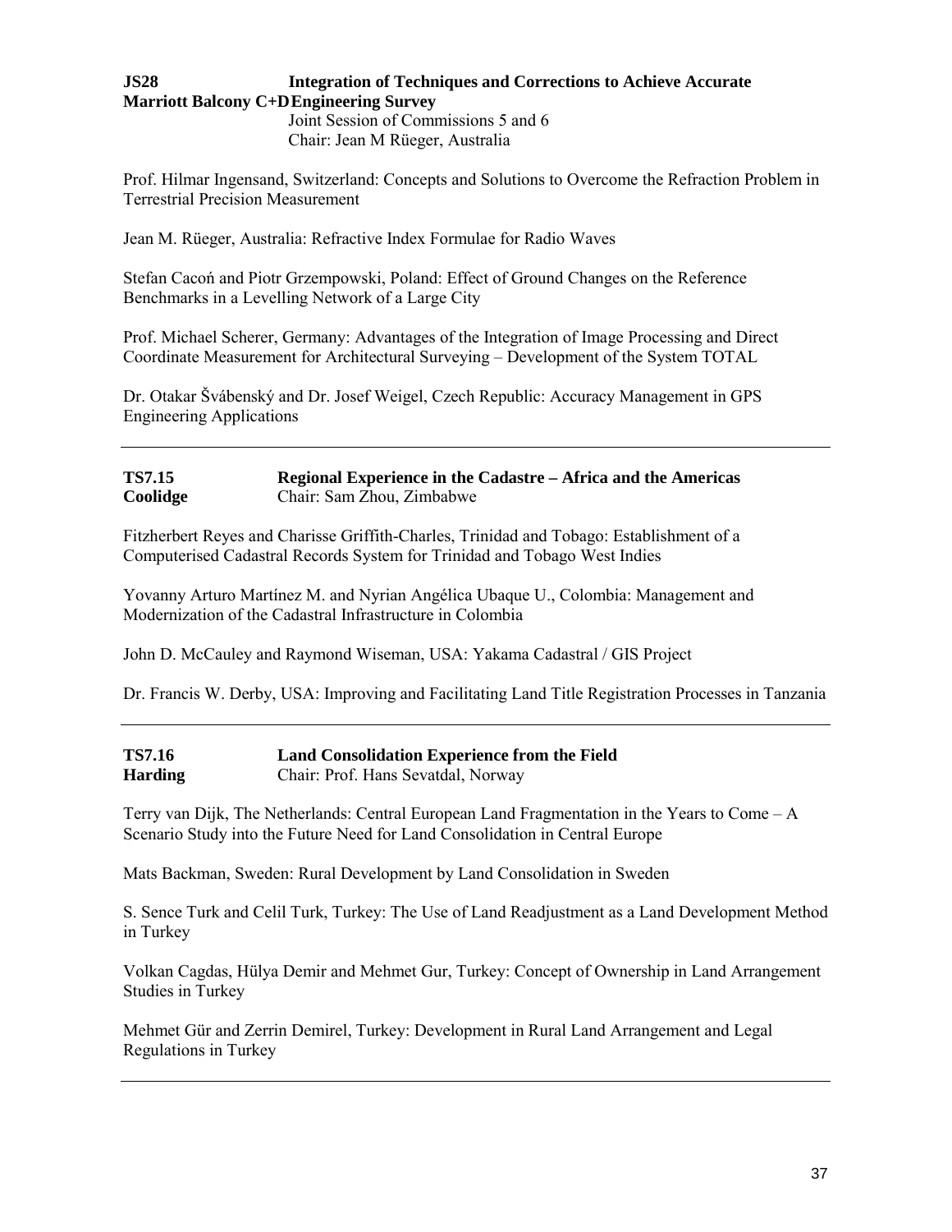**JS28** **Integration of Techniques and Corrections to Achieve Accurate**
**Marriott Balcony C+D** **Engineering Survey**

Joint Session of Commissions 5 and 6
Chair: Jean M Rüeger, Australia

Prof. Hilmar Ingensand, Switzerland: Concepts and Solutions to Overcome the Refraction Problem in Terrestrial Precision Measurement

Jean M. Rüeger, Australia: Refractive Index Formulae for Radio Waves

Stefan Cacoń and Piotr Grzempowski, Poland: Effect of Ground Changes on the Reference Benchmarks in a Levelling Network of a Large City

Prof. Michael Scherer, Germany: Advantages of the Integration of Image Processing and Direct Coordinate Measurement for Architectural Surveying – Development of the System TOTAL

Dr. Otakar Švábenský and Dr. Josef Weigel, Czech Republic: Accuracy Management in GPS Engineering Applications

---

**TS7.15** **Regional Experience in the Cadastre – Africa and the Americas**
**Coolidge** Chair: Sam Zhou, Zimbabwe

Fitzherbert Reyes and Charisse Griffith-Charles, Trinidad and Tobago: Establishment of a Computerised Cadastral Records System for Trinidad and Tobago West Indies

Yovanny Arturo Martínez M. and Nyrian Angélica Ubaque U., Colombia: Management and Modernization of the Cadastral Infrastructure in Colombia

John D. McCauley and Raymond Wiseman, USA: Yakama Cadastral / GIS Project

Dr. Francis W. Derby, USA: Improving and Facilitating Land Title Registration Processes in Tanzania

---

**TS7.16** **Land Consolidation Experience from the Field**
**Harding** Chair: Prof. Hans Sevatdal, Norway

Terry van Dijk, The Netherlands: Central European Land Fragmentation in the Years to Come – A Scenario Study into the Future Need for Land Consolidation in Central Europe

Mats Backman, Sweden: Rural Development by Land Consolidation in Sweden

S. Sence Turk and Celil Turk, Turkey: The Use of Land Readjustment as a Land Development Method in Turkey

Volkan Cagdas, Hülya Demir and Mehmet Gur, Turkey: Concept of Ownership in Land Arrangement Studies in Turkey

Mehmet Gür and Zerrin Demirel, Turkey: Development in Rural Land Arrangement and Legal Regulations in Turkey

---